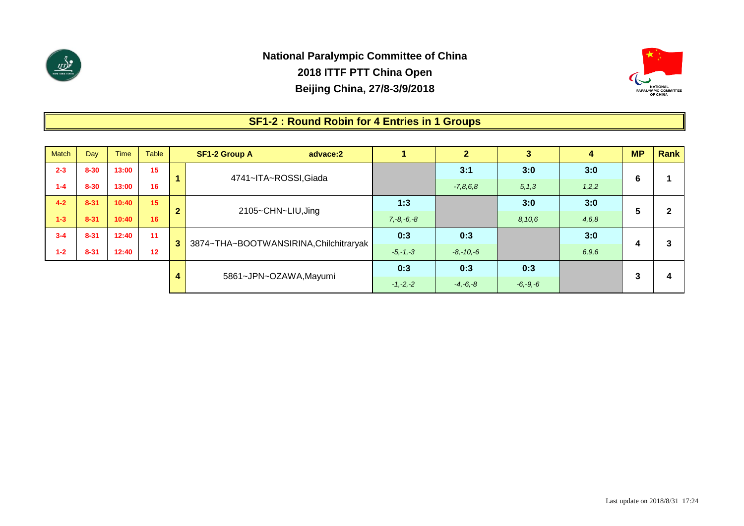**National Paralympic Committee of China**
**2018 ITTF PTT China Open**
**Beijing China, 27/8-3/9/2018**

## SF1-2 : Round Robin for 4 Entries in 1 Groups

| Match | Day | Time | Table |
|---|---|---|---|
| 2-3 | 8-30 | 13:00 | 15 |
| 1-4 | 8-30 | 13:00 | 16 |
| 4-2 | 8-31 | 10:40 | 15 |
| 1-3 | 8-31 | 10:40 | 16 |
| 3-4 | 8-31 | 12:40 | 11 |
| 1-2 | 8-31 | 12:40 | 12 |

| | SF1-2 Group A advace:2 | 1 | 2 | 3 | 4 | MP | Rank |
|---|---|---|---|---|---|---|---|
| 1 | 4741~ITA~ROSSI,Giada | | 3:1<br>*-7,8,6,8* | 3:0<br>*5,1,3* | 3:0<br>*1,2,2* | 6 | 1 |
| 2 | 2105~CHN~LIU,Jing | 1:3<br>*7,-8,-6,-8* | | 3:0<br>*8,10,6* | 3:0<br>*4,6,8* | 5 | 2 |
| 3 | 3874~THA~BOOTWANSIRINA,Chilchitraryak | 0:3<br>*-5,-1,-3* | 0:3<br>*-8,-10,-6* | | 3:0<br>*6,9,6* | 4 | 3 |
| 4 | 5861~JPN~OZAWA,Mayumi | 0:3<br>*-1,-2,-2* | 0:3<br>*-4,-6,-8* | 0:3<br>*-6,-9,-6* | | 3 | 4 |

Last update on 2018/8/31 17:24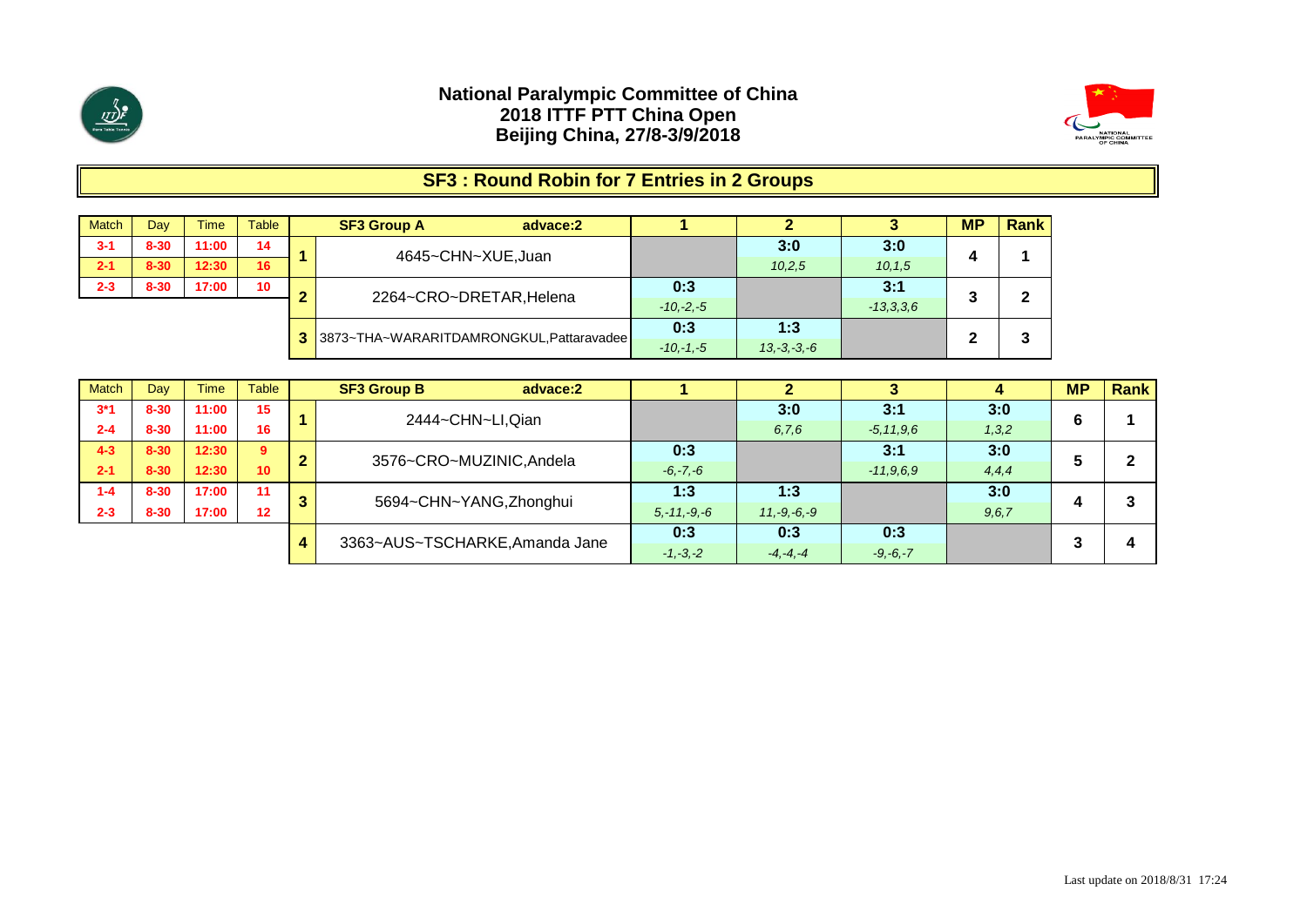**National Paralympic Committee of China**
**2018 ITTF PTT China Open**
**Beijing China, 27/8-3/9/2018**

## SF3 : Round Robin for 7 Entries in 2 Groups

| Match | Day | Time | Table |
| --- | --- | --- | --- |
| 3-1 | 8-30 | 11:00 | 14 |
| 2-1 | 8-30 | 12:30 | 16 |
| 2-3 | 8-30 | 17:00 | 10 |

| | SF3 Group A advace:2 | 1 | 2 | 3 | MP | Rank |
| --- | --- | --- | --- | --- | --- | --- |
| 1 | 4645~CHN~XUE,Juan | | 3:0<br>*10,2,5* | 3:0<br>*10,1,5* | 4 | 1 |
| 2 | 2264~CRO~DRETAR,Helena | 0:3<br>*-10,-2,-5* | | 3:1<br>*-13,3,3,6* | 3 | 2 |
| 3 | 3873~THA~WARARITDAMRONGKUL,Pattaravadee | 0:3<br>*-10,-1,-5* | 1:3<br>*13,-3,-3,-6* | | 2 | 3 |

| Match | Day | Time | Table |
| --- | --- | --- | --- |
| 3*1 | 8-30 | 11:00 | 15 |
| 2-4 | 8-30 | 11:00 | 16 |
| 4-3 | 8-30 | 12:30 | 9 |
| 2-1 | 8-30 | 12:30 | 10 |
| 1-4 | 8-30 | 17:00 | 11 |
| 2-3 | 8-30 | 17:00 | 12 |

| | SF3 Group B advace:2 | 1 | 2 | 3 | 4 | MP | Rank |
| --- | --- | --- | --- | --- | --- | --- | --- |
| 1 | 2444~CHN~LI,Qian | | 3:0<br>*6,7,6* | 3:1<br>*-5,11,9,6* | 3:0<br>*1,3,2* | 6 | 1 |
| 2 | 3576~CRO~MUZINIC,Andela | 0:3<br>*-6,-7,-6* | | 3:1<br>*-11,9,6,9* | 3:0<br>*4,4,4* | 5 | 2 |
| 3 | 5694~CHN~YANG,Zhonghui | 1:3<br>*5,-11,-9,-6* | 1:3<br>*11,-9,-6,-9* | | 3:0<br>*9,6,7* | 4 | 3 |
| 4 | 3363~AUS~TSCHARKE,Amanda Jane | 0:3<br>*-1,-3,-2* | 0:3<br>*-4,-4,-4* | 0:3<br>*-9,-6,-7* | | 3 | 4 |

Last update on 2018/8/31 17:24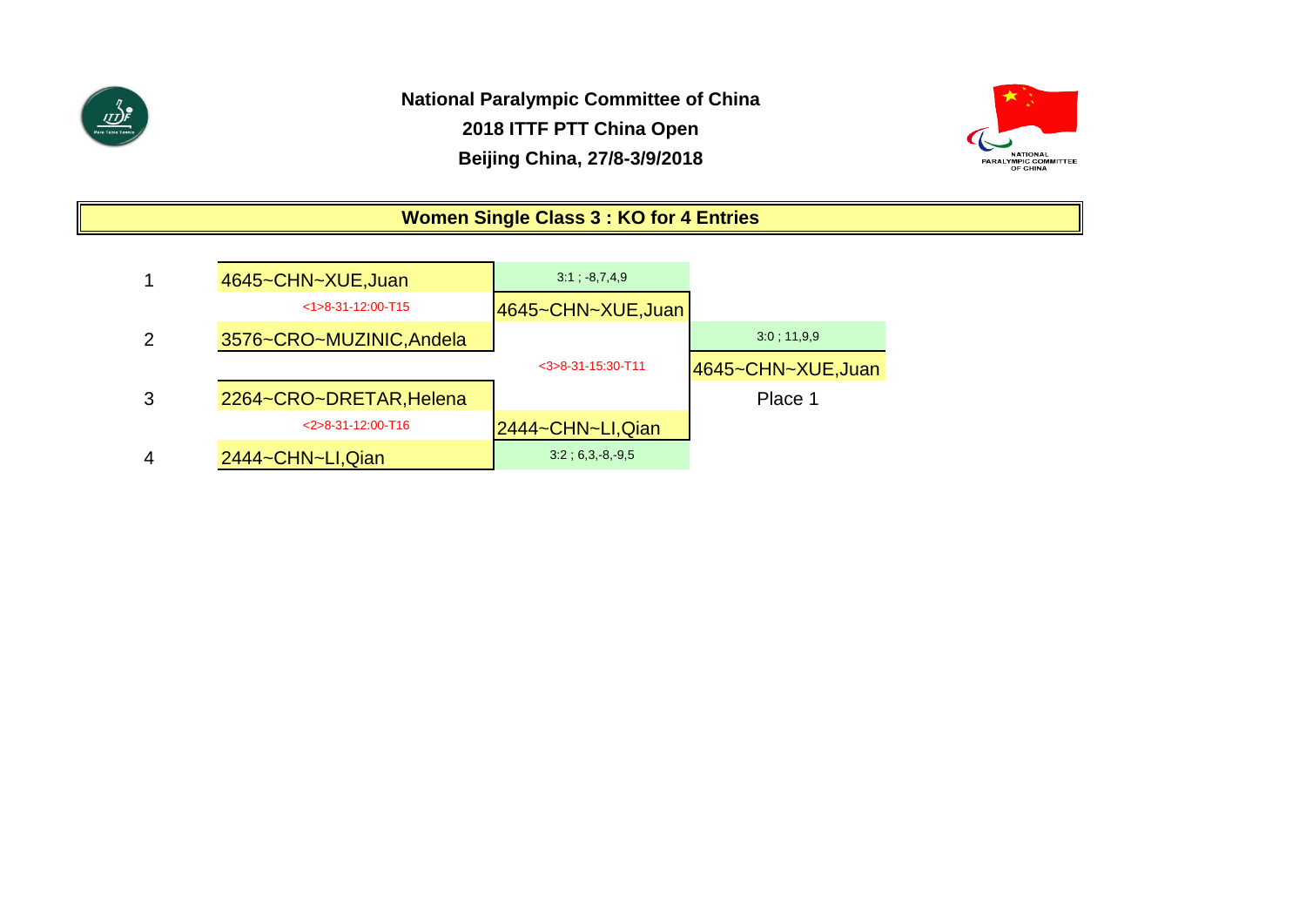**National Paralympic Committee of China**

**2018 ITTF PTT China Open**

**Beijing China, 27/8-3/9/2018**

## Women Single Class 3 : KO for 4 Entries

| Draw | Player | Semifinal | Final |
|---|---|---|---|
| 1 | 4645~CHN~XUE,Juan | 3:1 ; -8,7,4,9 | |
| | <1>8-31-12:00-T15 | 4645~CHN~XUE,Juan | |
| 2 | 3576~CRO~MUZINIC,Andela | | 3:0 ; 11,9,9 |
| | | <3>8-31-15:30-T11 | 4645~CHN~XUE,Juan |
| 3 | 2264~CRO~DRETAR,Helena | | Place 1 |
| | <2>8-31-12:00-T16 | 2444~CHN~LI,Qian | |
| 4 | 2444~CHN~LI,Qian | 3:2 ; 6,3,-8,-9,5 | |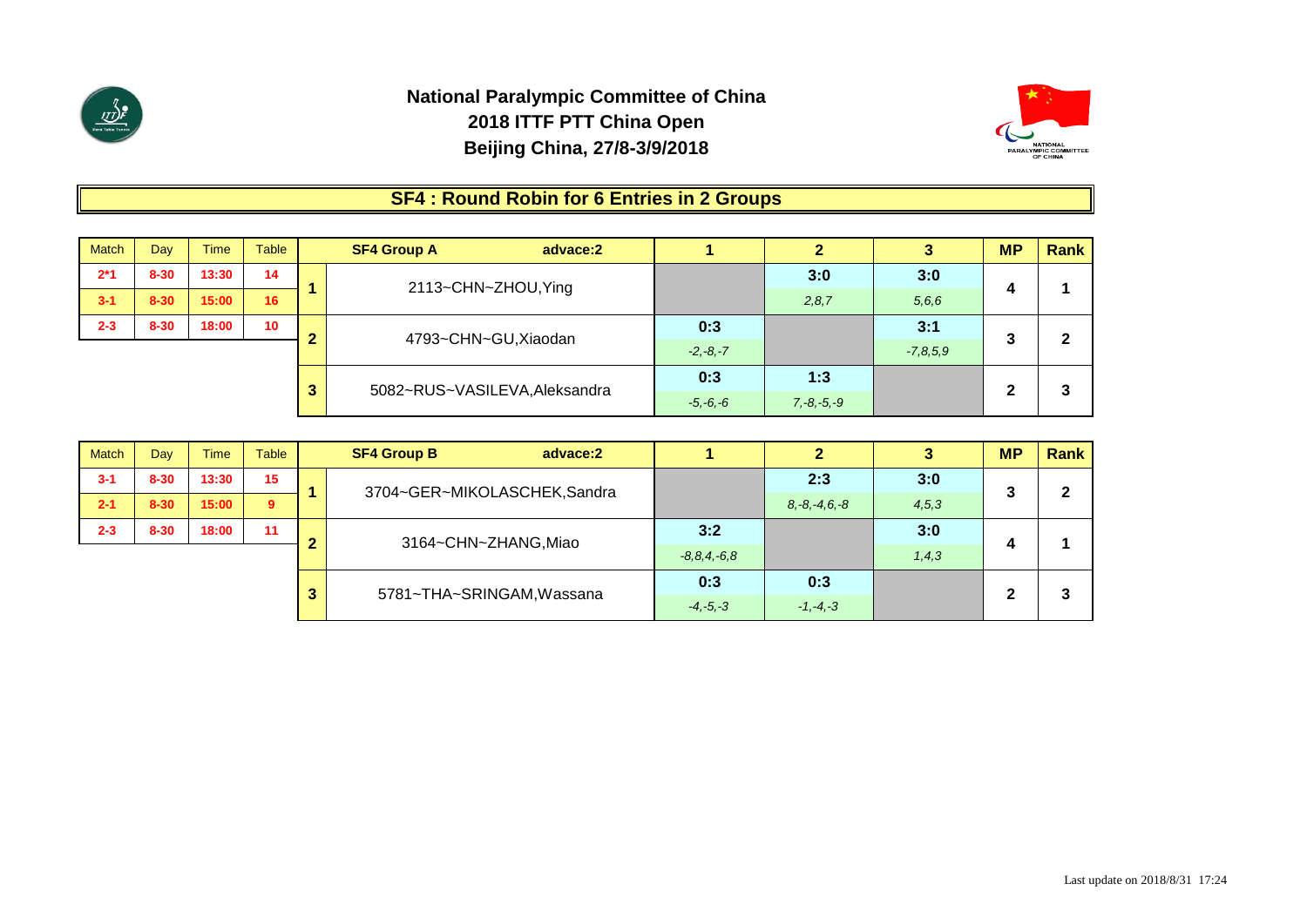**National Paralympic Committee of China**
**2018 ITTF PTT China Open**
**Beijing China, 27/8-3/9/2018**

## SF4 : Round Robin for 6 Entries in 2 Groups

| Match | Day | Time | Table |
|---|---|---|---|
| 2*1 | 8-30 | 13:30 | 14 |
| 3-1 | 8-30 | 15:00 | 16 |
| 2-3 | 8-30 | 18:00 | 10 |

| | SF4 Group A advace:2 | 1 | 2 | 3 | MP | Rank |
|---|---|---|---|---|---|---|
| 1 | 2113~CHN~ZHOU,Ying | | 3:0<br>*2,8,7* | 3:0<br>*5,6,6* | 4 | 1 |
| 2 | 4793~CHN~GU,Xiaodan | 0:3<br>*-2,-8,-7* | | 3:1<br>*-7,8,5,9* | 3 | 2 |
| 3 | 5082~RUS~VASILEVA,Aleksandra | 0:3<br>*-5,-6,-6* | 1:3<br>*7,-8,-5,-9* | | 2 | 3 |

| Match | Day | Time | Table |
|---|---|---|---|
| 3-1 | 8-30 | 13:30 | 15 |
| 2-1 | 8-30 | 15:00 | 9 |
| 2-3 | 8-30 | 18:00 | 11 |

| | SF4 Group B advace:2 | 1 | 2 | 3 | MP | Rank |
|---|---|---|---|---|---|---|
| 1 | 3704~GER~MIKOLASCHEK,Sandra | | 2:3<br>*8,-8,-4,6,-8* | 3:0<br>*4,5,3* | 3 | 2 |
| 2 | 3164~CHN~ZHANG,Miao | 3:2<br>*-8,8,4,-6,8* | | 3:0<br>*1,4,3* | 4 | 1 |
| 3 | 5781~THA~SRINGAM,Wassana | 0:3<br>*-4,-5,-3* | 0:3<br>*-1,-4,-3* | | 2 | 3 |

Last update on 2018/8/31 17:24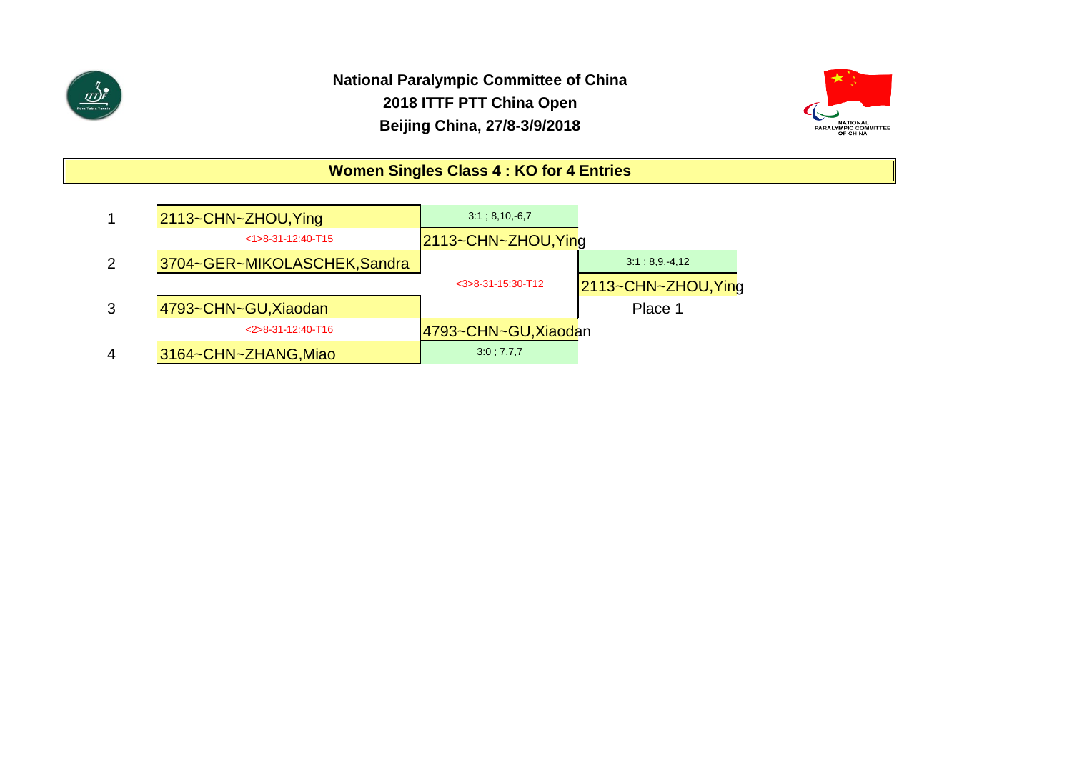**National Paralympic Committee of China**

**2018 ITTF PTT China Open**

**Beijing China, 27/8-3/9/2018**

## Women Singles Class 4 : KO for 4 Entries

| # | Round 1 | Final | Winner |
|---|---|---|---|
| 1 | 2113~CHN~ZHOU,Ying | 3:1 ; 8,10,-6,7 | |
| | <1>8-31-12:40-T15 | 2113~CHN~ZHOU,Ying | |
| 2 | 3704~GER~MIKOLASCHEK,Sandra | | 3:1 ; 8,9,-4,12 |
| | | <3>8-31-15:30-T12 | 2113~CHN~ZHOU,Ying |
| 3 | 4793~CHN~GU,Xiaodan | | Place 1 |
| | <2>8-31-12:40-T16 | 4793~CHN~GU,Xiaodan | |
| 4 | 3164~CHN~ZHANG,Miao | 3:0 ; 7,7,7 | |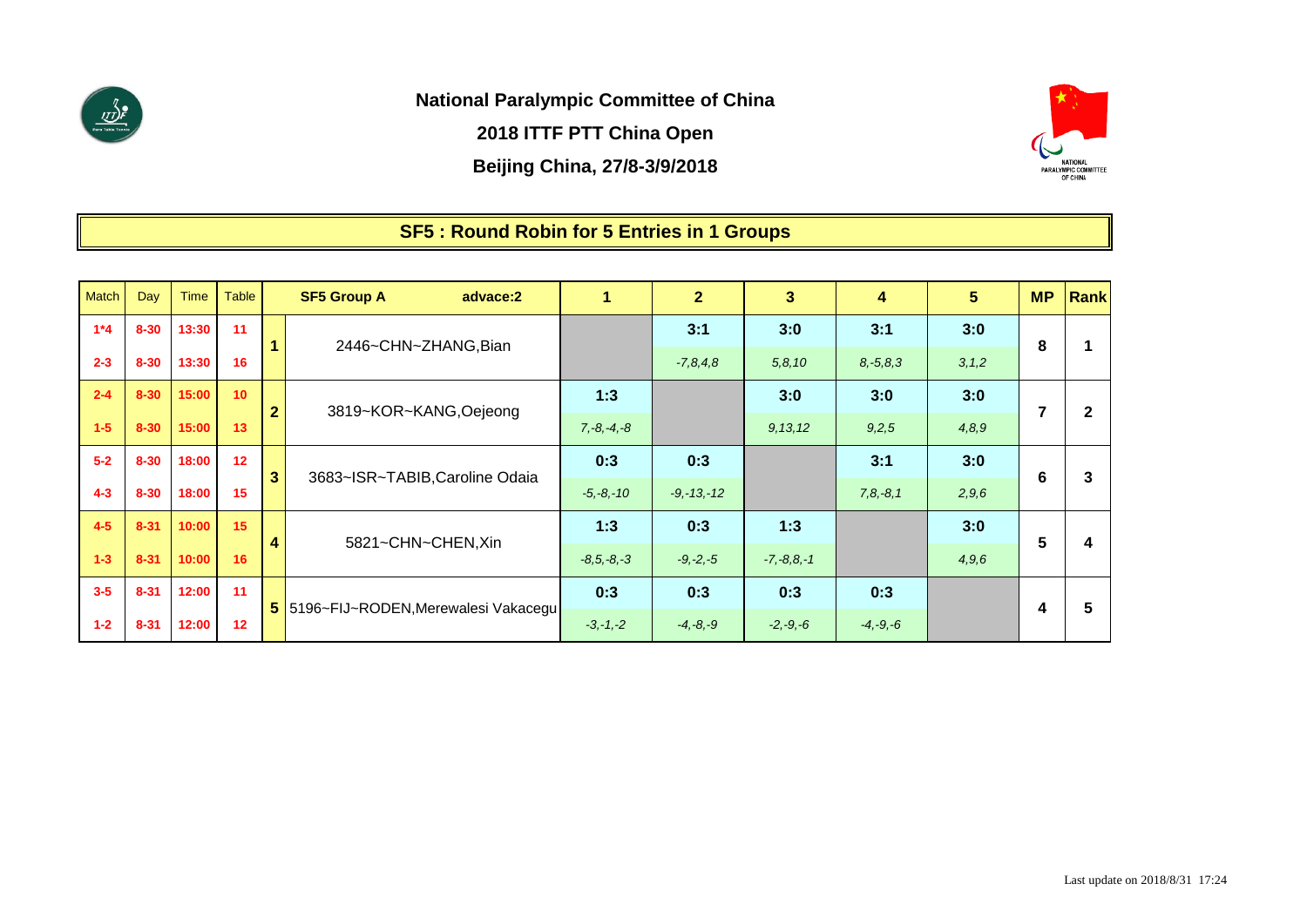**National Paralympic Committee of China**

**2018 ITTF PTT China Open**

**Beijing China, 27/8-3/9/2018**

## SF5 : Round Robin for 5 Entries in 1 Groups

| Match | Day | Time | Table | | SF5 Group A advace:2 | 1 | 2 | 3 | 4 | 5 | MP | Rank |
|---|---|---|---|---|---|---|---|---|---|---|---|---|
| 1*4 | 8-30 | 13:30 | 11 | 1 | 2446~CHN~ZHANG,Bian | | 3:1 | 3:0 | 3:1 | 3:0 | 8 | 1 |
| 2-3 | 8-30 | 13:30 | 16 | | | | *-7,8,4,8* | *5,8,10* | *8,-5,8,3* | *3,1,2* | | |
| 2-4 | 8-30 | 15:00 | 10 | 2 | 3819~KOR~KANG,Oejeong | 1:3 | | 3:0 | 3:0 | 3:0 | 7 | 2 |
| 1-5 | 8-30 | 15:00 | 13 | | | *7,-8,-4,-8* | | *9,13,12* | *9,2,5* | *4,8,9* | | |
| 5-2 | 8-30 | 18:00 | 12 | 3 | 3683~ISR~TABIB,Caroline Odaia | 0:3 | 0:3 | | 3:1 | 3:0 | 6 | 3 |
| 4-3 | 8-30 | 18:00 | 15 | | | *-5,-8,-10* | *-9,-13,-12* | | *7,8,-8,1* | *2,9,6* | | |
| 4-5 | 8-31 | 10:00 | 15 | 4 | 5821~CHN~CHEN,Xin | 1:3 | 0:3 | 1:3 | | 3:0 | 5 | 4 |
| 1-3 | 8-31 | 10:00 | 16 | | | *-8,5,-8,-3* | *-9,-2,-5* | *-7,-8,8,-1* | | *4,9,6* | | |
| 3-5 | 8-31 | 12:00 | 11 | 5 | 5196~FIJ~RODEN,Merewalesi Vakacegu | 0:3 | 0:3 | 0:3 | 0:3 | | 4 | 5 |
| 1-2 | 8-31 | 12:00 | 12 | | | *-3,-1,-2* | *-4,-8,-9* | *-2,-9,-6* | *-4,-9,-6* | | | |

Last update on 2018/8/31 17:24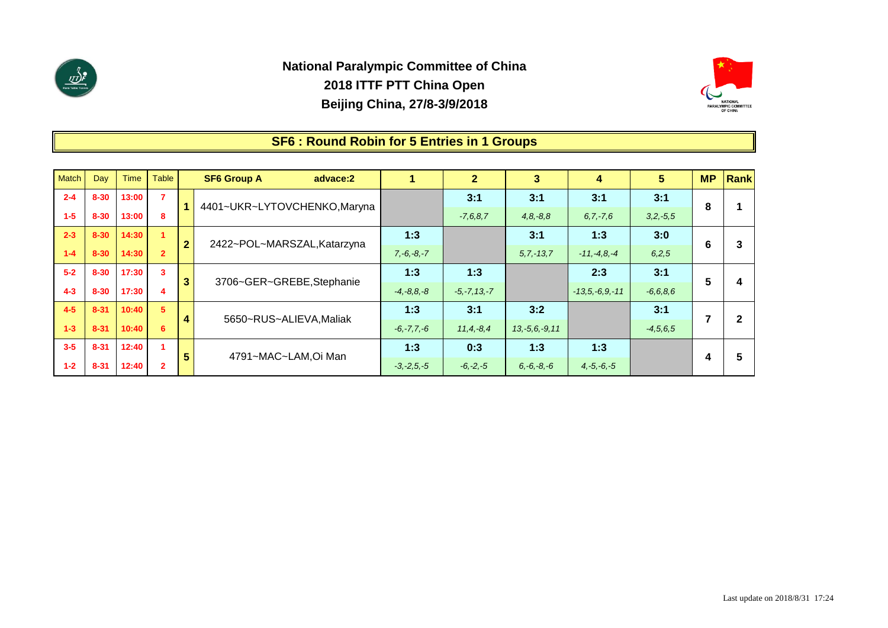# National Paralympic Committee of China
# 2018 ITTF PTT China Open
# Beijing China, 27/8-3/9/2018

## SF6 : Round Robin for 5 Entries in 1 Groups

| Match | Day | Time | Table | | SF6 Group A advace:2 | 1 | 2 | 3 | 4 | 5 | MP | Rank |
|---|---|---|---|---|---|---|---|---|---|---|---|---|
| 2-4 | 8-30 | 13:00 | 7 | 1 | 4401~UKR~LYTOVCHENKO,Maryna | | 3:1 | 3:1 | 3:1 | 3:1 | 8 | 1 |
| 1-5 | 8-30 | 13:00 | 8 | | | | *-7,6,8,7* | *4,8,-8,8* | *6,7,-7,6* | *3,2,-5,5* | | |
| 2-3 | 8-30 | 14:30 | 1 | 2 | 2422~POL~MARSZAL,Katarzyna | 1:3 | | 3:1 | 1:3 | 3:0 | 6 | 3 |
| 1-4 | 8-30 | 14:30 | 2 | | | *7,-6,-8,-7* | | *5,7,-13,7* | *-11,-4,8,-4* | *6,2,5* | | |
| 5-2 | 8-30 | 17:30 | 3 | 3 | 3706~GER~GREBE,Stephanie | 1:3 | 1:3 | | 2:3 | 3:1 | 5 | 4 |
| 4-3 | 8-30 | 17:30 | 4 | | | *-4,-8,8,-8* | *-5,-7,13,-7* | | *-13,5,-6,9,-11* | *-6,6,8,6* | | |
| 4-5 | 8-31 | 10:40 | 5 | 4 | 5650~RUS~ALIEVA,Maliak | 1:3 | 3:1 | 3:2 | | 3:1 | 7 | 2 |
| 1-3 | 8-31 | 10:40 | 6 | | | *-6,-7,7,-6* | *11,4,-8,4* | *13,-5,6,-9,11* | | *-4,5,6,5* | | |
| 3-5 | 8-31 | 12:40 | 1 | 5 | 4791~MAC~LAM,Oi Man | 1:3 | 0:3 | 1:3 | 1:3 | | 4 | 5 |
| 1-2 | 8-31 | 12:40 | 2 | | | *-3,-2,5,-5* | *-6,-2,-5* | *6,-6,-8,-6* | *4,-5,-6,-5* | | | |

Last update on 2018/8/31 17:24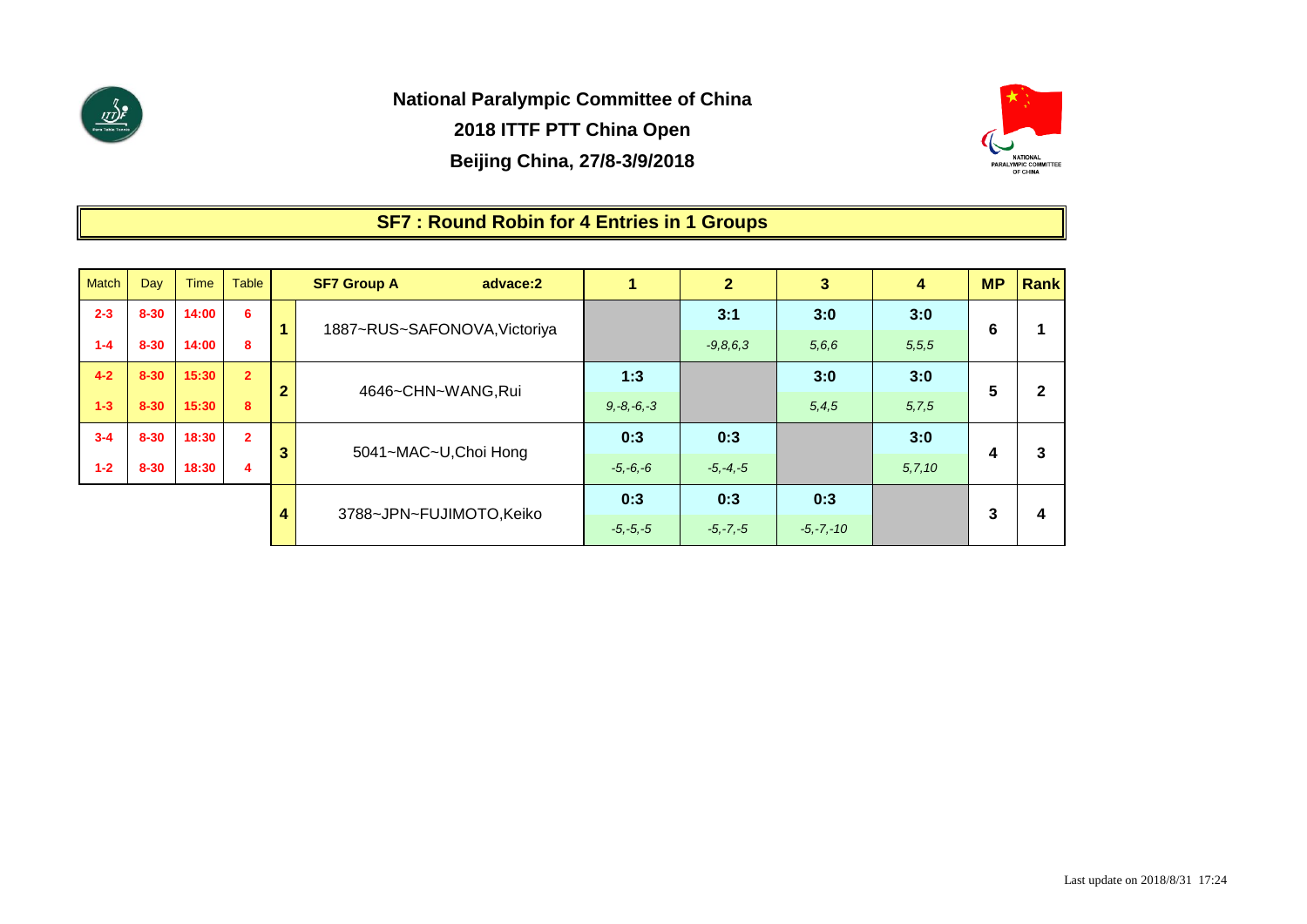**National Paralympic Committee of China**

**2018 ITTF PTT China Open**

**Beijing China, 27/8-3/9/2018**

## SF7 : Round Robin for 4 Entries in 1 Groups

| Match | Day | Time | Table | | SF7 Group A advace:2 | 1 | 2 | 3 | 4 | MP | Rank |
|---|---|---|---|---|---|---|---|---|---|---|---|
| 2-3 | 8-30 | 14:00 | 6 | 1 | 1887~RUS~SAFONOVA,Victoriya | | 3:1 | 3:0 | 3:0 | 6 | 1 |
| 1-4 | 8-30 | 14:00 | 8 | | | | *-9,8,6,3* | *5,6,6* | *5,5,5* | | |
| 4-2 | 8-30 | 15:30 | 2 | 2 | 4646~CHN~WANG,Rui | 1:3 | | 3:0 | 3:0 | 5 | 2 |
| 1-3 | 8-30 | 15:30 | 8 | | | *9,-8,-6,-3* | | *5,4,5* | *5,7,5* | | |
| 3-4 | 8-30 | 18:30 | 2 | 3 | 5041~MAC~U,Choi Hong | 0:3 | 0:3 | | 3:0 | 4 | 3 |
| 1-2 | 8-30 | 18:30 | 4 | | | *-5,-6,-6* | *-5,-4,-5* | | *5,7,10* | | |
| | | | | 4 | 3788~JPN~FUJIMOTO,Keiko | 0:3 | 0:3 | 0:3 | | 3 | 4 |
| | | | | | | *-5,-5,-5* | *-5,-7,-5* | *-5,-7,-10* | | | |

Last update on 2018/8/31 17:24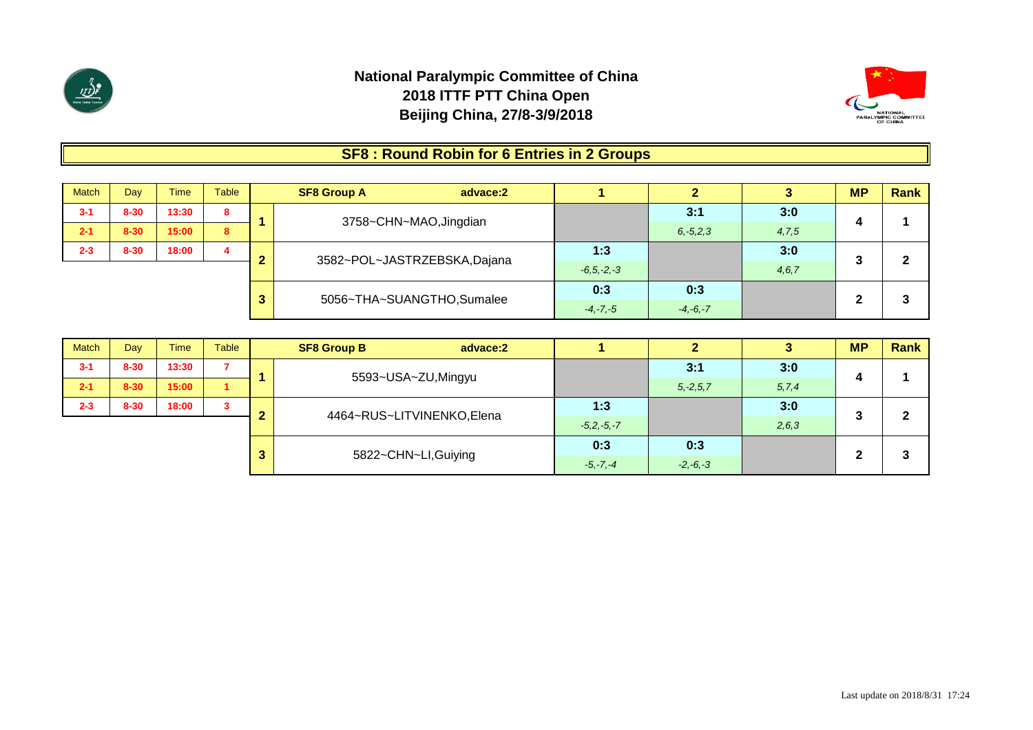# National Paralympic Committee of China
## 2018 ITTF PTT China Open
## Beijing China, 27/8-3/9/2018

## SF8 : Round Robin for 6 Entries in 2 Groups

| Match | Day | Time | Table |
|---|---|---|---|
| 3-1 | 8-30 | 13:30 | 8 |
| 2-1 | 8-30 | 15:00 | 8 |
| 2-3 | 8-30 | 18:00 | 4 |

| | SF8 Group A advace:2 | 1 | 2 | 3 | MP | Rank |
|---|---|---|---|---|---|---|
| 1 | 3758~CHN~MAO,Jingdian | | 3:1<br>*6,-5,2,3* | 3:0<br>*4,7,5* | 4 | 1 |
| 2 | 3582~POL~JASTRZEBSKA,Dajana | 1:3<br>*-6,5,-2,-3* | | 3:0<br>*4,6,7* | 3 | 2 |
| 3 | 5056~THA~SUANGTHO,Sumalee | 0:3<br>*-4,-7,-5* | 0:3<br>*-4,-6,-7* | | 2 | 3 |

| Match | Day | Time | Table |
|---|---|---|---|
| 3-1 | 8-30 | 13:30 | 7 |
| 2-1 | 8-30 | 15:00 | 1 |
| 2-3 | 8-30 | 18:00 | 3 |

| | SF8 Group B advace:2 | 1 | 2 | 3 | MP | Rank |
|---|---|---|---|---|---|---|
| 1 | 5593~USA~ZU,Mingyu | | 3:1<br>*5,-2,5,7* | 3:0<br>*5,7,4* | 4 | 1 |
| 2 | 4464~RUS~LITVINENKO,Elena | 1:3<br>*-5,2,-5,-7* | | 3:0<br>*2,6,3* | 3 | 2 |
| 3 | 5822~CHN~LI,Guiying | 0:3<br>*-5,-7,-4* | 0:3<br>*-2,-6,-3* | | 2 | 3 |

Last update on 2018/8/31 17:24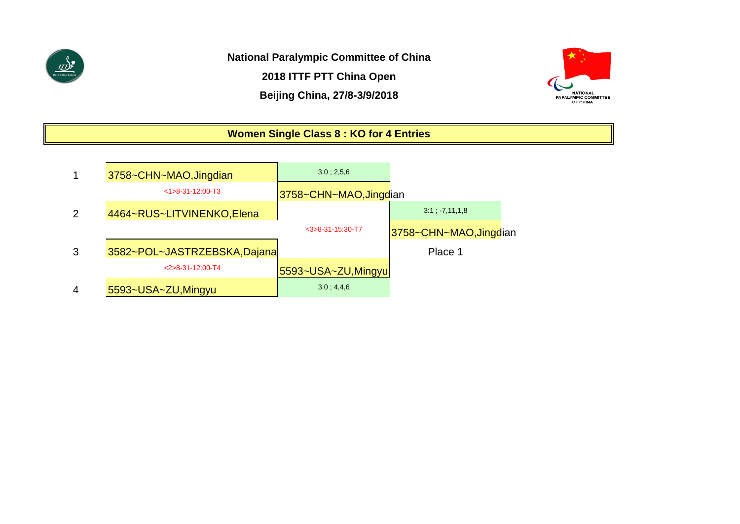**National Paralympic Committee of China**

**2018 ITTF PTT China Open**

**Beijing China, 27/8-3/9/2018**

## Women Single Class 8 : KO for 4 Entries

| Seed | Round 1 | Semi-final Result | Final Result |
|---|---|---|---|
| 1 | 3758~CHN~MAO,Jingdian | 3:0 ; 2,5,6 | |
| | <1>8-31-12:00-T3 | 3758~CHN~MAO,Jingdian | |
| 2 | 4464~RUS~LITVINENKO,Elena | | 3:1 ; -7,11,1,8 |
| | | <3>8-31-15:30-T7 | 3758~CHN~MAO,Jingdian |
| 3 | 3582~POL~JASTRZEBSKA,Dajana | | Place 1 |
| | <2>8-31-12:00-T4 | 5593~USA~ZU,Mingyu | |
| 4 | 5593~USA~ZU,Mingyu | 3:0 ; 4,4,6 | |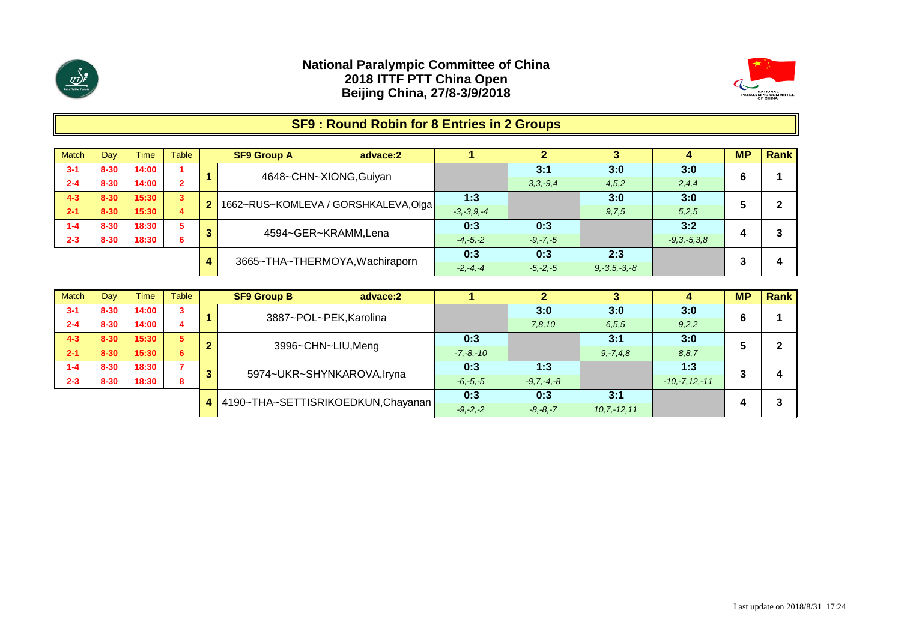# National Paralympic Committee of China
## 2018 ITTF PTT China Open
## Beijing China, 27/8-3/9/2018

### SF9 : Round Robin for 8 Entries in 2 Groups

| Match | Day | Time | Table | | SF9 Group A advace:2 | 1 | 2 | 3 | 4 | MP | Rank |
|---|---|---|---|---|---|---|---|---|---|---|---|
| 3-1 | 8-30 | 14:00 | 1 | 1 | 4648~CHN~XIONG,Guiyan | | 3:1 | 3:0 | 3:0 | 6 | 1 |
| 2-4 | 8-30 | 14:00 | 2 | | | | *3,3,-9,4* | *4,5,2* | *2,4,4* | | |
| 4-3 | 8-30 | 15:30 | 3 | 2 | 1662~RUS~KOMLEVA / GORSHKALEVA,Olga | 1:3 | | 3:0 | 3:0 | 5 | 2 |
| 2-1 | 8-30 | 15:30 | 4 | | | *-3,-3,9,-4* | | *9,7,5* | *5,2,5* | | |
| 1-4 | 8-30 | 18:30 | 5 | 3 | 4594~GER~KRAMM,Lena | 0:3 | 0:3 | | 3:2 | 4 | 3 |
| 2-3 | 8-30 | 18:30 | 6 | | | *-4,-5,-2* | *-9,-7,-5* | | *-9,3,-5,3,8* | | |
| | | | | 4 | 3665~THA~THERMOYA,Wachiraporn | 0:3 | 0:3 | 2:3 | | 3 | 4 |
| | | | | | | *-2,-4,-4* | *-5,-2,-5* | *9,-3,5,-3,-8* | | | |

| Match | Day | Time | Table | | SF9 Group B advace:2 | 1 | 2 | 3 | 4 | MP | Rank |
|---|---|---|---|---|---|---|---|---|---|---|---|
| 3-1 | 8-30 | 14:00 | 3 | 1 | 3887~POL~PEK,Karolina | | 3:0 | 3:0 | 3:0 | 6 | 1 |
| 2-4 | 8-30 | 14:00 | 4 | | | | *7,8,10* | *6,5,5* | *9,2,2* | | |
| 4-3 | 8-30 | 15:30 | 5 | 2 | 3996~CHN~LIU,Meng | 0:3 | | 3:1 | 3:0 | 5 | 2 |
| 2-1 | 8-30 | 15:30 | 6 | | | *-7,-8,-10* | | *9,-7,4,8* | *8,8,7* | | |
| 1-4 | 8-30 | 18:30 | 7 | 3 | 5974~UKR~SHYNKAROVA,Iryna | 0:3 | 1:3 | | 1:3 | 3 | 4 |
| 2-3 | 8-30 | 18:30 | 8 | | | *-6,-5,-5* | *-9,7,-4,-8* | | *-10,-7,12,-11* | | |
| | | | | 4 | 4190~THA~SETTISRIKOEDKUN,Chayanan | 0:3 | 0:3 | 3:1 | | 4 | 3 |
| | | | | | | *-9,-2,-2* | *-8,-8,-7* | *10,7,-12,11* | | | |

Last update on 2018/8/31 17:24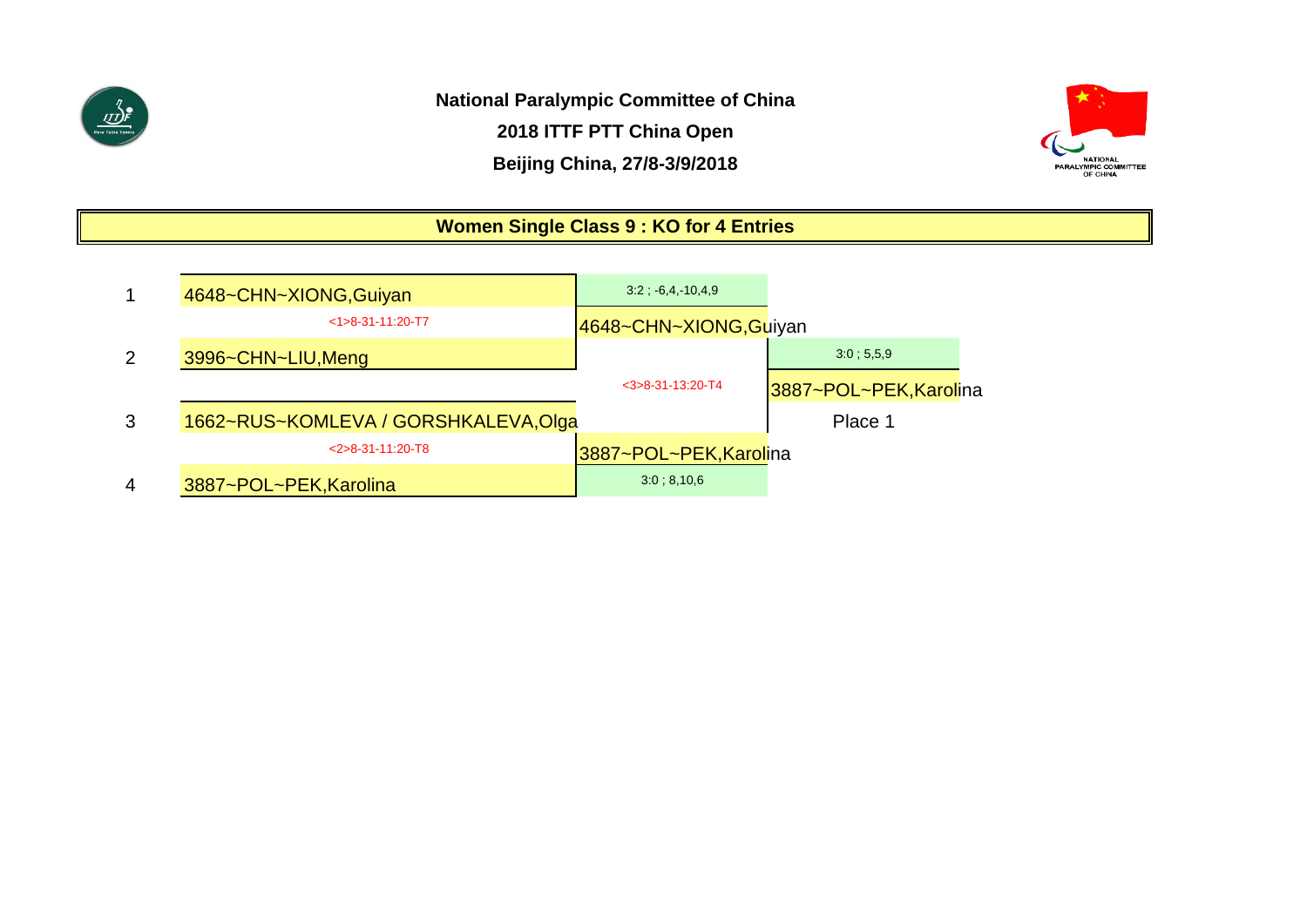**National Paralympic Committee of China**

**2018 ITTF PTT China Open**

**Beijing China, 27/8-3/9/2018**

## Women Single Class 9 : KO for 4 Entries

| # | Round 1 | Final | Winner |
| --- | --- | --- | --- |
| 1 | 4648~CHN~XIONG,Guiyan | 3:2 ; -6,4,-10,4,9 | |
| | <1>8-31-11:20-T7 | 4648~CHN~XIONG,Guiyan | |
| 2 | 3996~CHN~LIU,Meng | | 3:0 ; 5,5,9 |
| | | <3>8-31-13:20-T4 | 3887~POL~PEK,Karolina |
| 3 | 1662~RUS~KOMLEVA / GORSHKALEVA,Olga | | Place 1 |
| | <2>8-31-11:20-T8 | 3887~POL~PEK,Karolina | |
| 4 | 3887~POL~PEK,Karolina | 3:0 ; 8,10,6 | |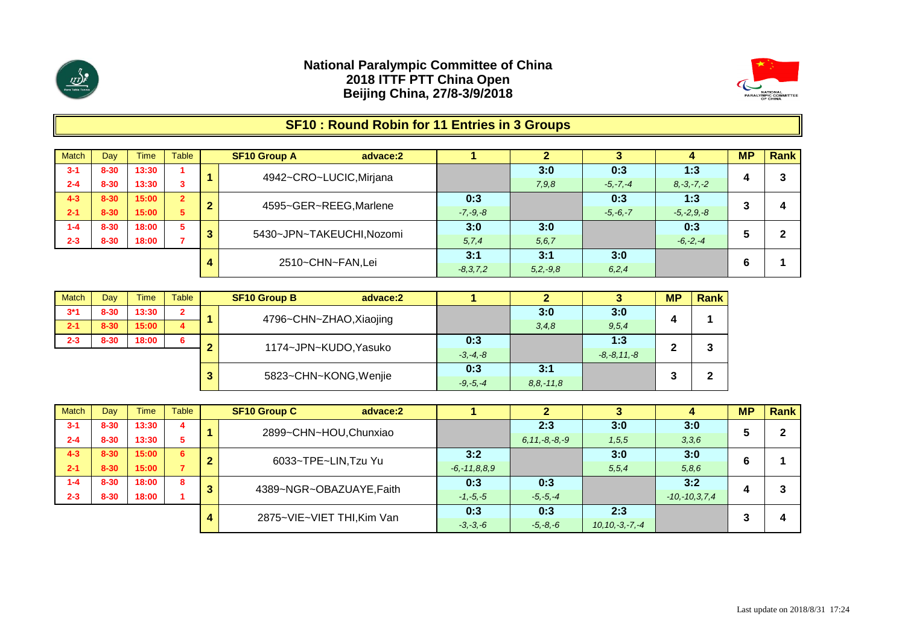# National Paralympic Committee of China
## 2018 ITTF PTT China Open
## Beijing China, 27/8-3/9/2018

## SF10 : Round Robin for 11 Entries in 3 Groups

| Match | Day | Time | Table | | SF10 Group A advace:2 | 1 | 2 | 3 | 4 | MP | Rank |
|---|---|---|---|---|---|---|---|---|---|---|---|
| 3-1 | 8-30 | 13:30 | 1 | 1 | 4942~CRO~LUCIC,Mirjana | | 3:0 | 0:3 | 1:3 | 4 | 3 |
| 2-4 | 8-30 | 13:30 | 3 | | | | 7,9,8 | -5,-7,-4 | 8,-3,-7,-2 | | |
| 4-3 | 8-30 | 15:00 | 2 | 2 | 4595~GER~REEG,Marlene | 0:3 | | 0:3 | 1:3 | 3 | 4 |
| 2-1 | 8-30 | 15:00 | 5 | | | -7,-9,-8 | | -5,-6,-7 | -5,-2,9,-8 | | |
| 1-4 | 8-30 | 18:00 | 5 | 3 | 5430~JPN~TAKEUCHI,Nozomi | 3:0 | 3:0 | | 0:3 | 5 | 2 |
| 2-3 | 8-30 | 18:00 | 7 | | | 5,7,4 | 5,6,7 | | -6,-2,-4 | | |
| | | | | 4 | 2510~CHN~FAN,Lei | 3:1 | 3:1 | 3:0 | | 6 | 1 |
| | | | | | | -8,3,7,2 | 5,2,-9,8 | 6,2,4 | | | |

| Match | Day | Time | Table | | SF10 Group B advace:2 | 1 | 2 | 3 | MP | Rank |
|---|---|---|---|---|---|---|---|---|---|---|
| 3*1 | 8-30 | 13:30 | 2 | 1 | 4796~CHN~ZHAO,Xiaojing | | 3:0 | 3:0 | 4 | 1 |
| 2-1 | 8-30 | 15:00 | 4 | | | | 3,4,8 | 9,5,4 | | |
| 2-3 | 8-30 | 18:00 | 6 | 2 | 1174~JPN~KUDO,Yasuko | 0:3 | | 1:3 | 2 | 3 |
| | | | | | | -3,-4,-8 | | -8,-8,11,-8 | | |
| | | | | 3 | 5823~CHN~KONG,Wenjie | 0:3 | 3:1 | | 3 | 2 |
| | | | | | | -9,-5,-4 | 8,8,-11,8 | | | |

| Match | Day | Time | Table | | SF10 Group C advace:2 | 1 | 2 | 3 | 4 | MP | Rank |
|---|---|---|---|---|---|---|---|---|---|---|---|
| 3-1 | 8-30 | 13:30 | 4 | 1 | 2899~CHN~HOU,Chunxiao | | 2:3 | 3:0 | 3:0 | 5 | 2 |
| 2-4 | 8-30 | 13:30 | 5 | | | | 6,11,-8,-8,-9 | 1,5,5 | 3,3,6 | | |
| 4-3 | 8-30 | 15:00 | 6 | 2 | 6033~TPE~LIN,Tzu Yu | 3:2 | | 3:0 | 3:0 | 6 | 1 |
| 2-1 | 8-30 | 15:00 | 7 | | | -6,-11,8,8,9 | | 5,5,4 | 5,8,6 | | |
| 1-4 | 8-30 | 18:00 | 8 | 3 | 4389~NGR~OBAZUAYE,Faith | 0:3 | 0:3 | | 3:2 | 4 | 3 |
| 2-3 | 8-30 | 18:00 | 1 | | | -1,-5,-5 | -5,-5,-4 | | -10,-10,3,7,4 | | |
| | | | | 4 | 2875~VIE~VIET THI,Kim Van | 0:3 | 0:3 | 2:3 | | 3 | 4 |
| | | | | | | -3,-3,-6 | -5,-8,-6 | 10,10,-3,-7,-4 | | | |

Last update on 2018/8/31 17:24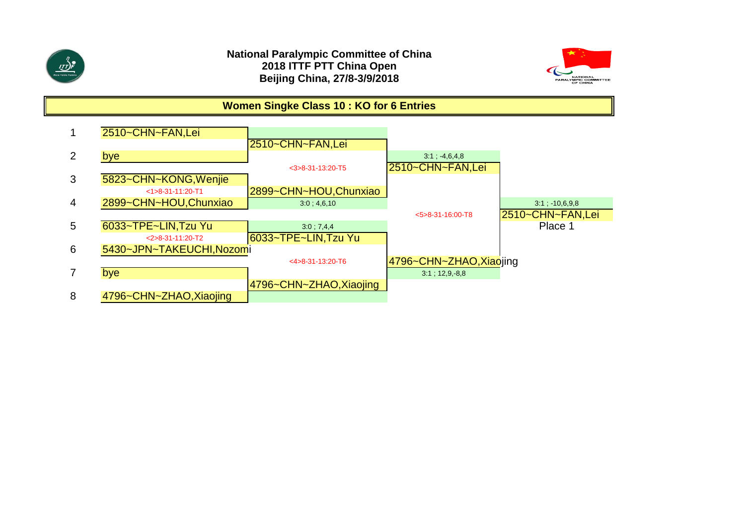**National Paralympic Committee of China**
**2018 ITTF PTT China Open**
**Beijing China, 27/8-3/9/2018**

## Women Singke Class 10 : KO for 6 Entries

| # | Round 1 | Quarterfinal | Semifinal | Final |
|---|---|---|---|---|
| 1 | 2510~CHN~FAN,Lei | | | |
| | | 2510~CHN~FAN,Lei | | |
| 2 | bye | | 3:1 ; -4,6,4,8 | |
| | | <3>8-31-13:20-T5 | 2510~CHN~FAN,Lei | |
| 3 | 5823~CHN~KONG,Wenjie | | | |
| | <1>8-31-11:20-T1 | 2899~CHN~HOU,Chunxiao | | |
| 4 | 2899~CHN~HOU,Chunxiao | 3:0 ; 4,6,10 | | 3:1 ; -10,6,9,8 |
| | | | <5>8-31-16:00-T8 | 2510~CHN~FAN,Lei |
| 5 | 6033~TPE~LIN,Tzu Yu | 3:0 ; 7,4,4 | | Place 1 |
| | <2>8-31-11:20-T2 | 6033~TPE~LIN,Tzu Yu | | |
| 6 | 5430~JPN~TAKEUCHI,Nozomi | | | |
| | | <4>8-31-13:20-T6 | 4796~CHN~ZHAO,Xiaojing | |
| 7 | bye | | 3:1 ; 12,9,-8,8 | |
| | | 4796~CHN~ZHAO,Xiaojing | | |
| 8 | 4796~CHN~ZHAO,Xiaojing | | | |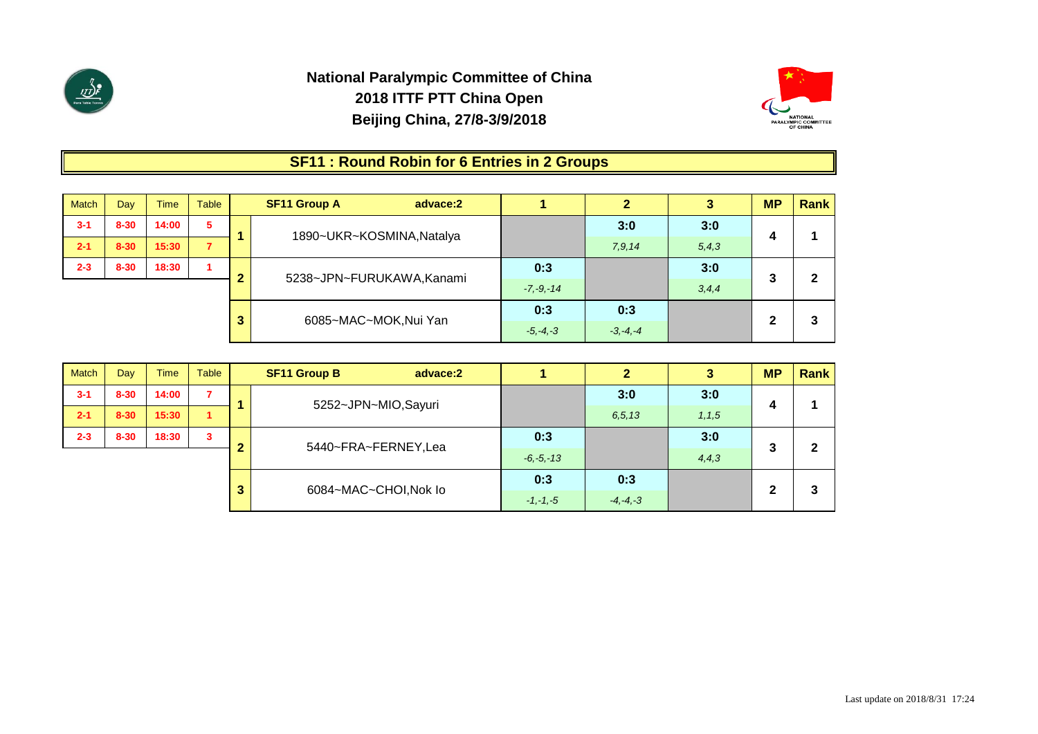**National Paralympic Committee of China**
**2018 ITTF PTT China Open**
**Beijing China, 27/8-3/9/2018**

## SF11 : Round Robin for 6 Entries in 2 Groups

| Match | Day | Time | Table |
|---|---|---|---|
| 3-1 | 8-30 | 14:00 | 5 |
| 2-1 | 8-30 | 15:30 | 7 |
| 2-3 | 8-30 | 18:30 | 1 |

| | SF11 Group A advace:2 | 1 | 2 | 3 | MP | Rank |
|---|---|---|---|---|---|---|
| 1 | 1890~UKR~KOSMINA,Natalya | | 3:0 *7,9,14* | 3:0 *5,4,3* | 4 | 1 |
| 2 | 5238~JPN~FURUKAWA,Kanami | 0:3 *-7,-9,-14* | | 3:0 *3,4,4* | 3 | 2 |
| 3 | 6085~MAC~MOK,Nui Yan | 0:3 *-5,-4,-3* | 0:3 *-3,-4,-4* | | 2 | 3 |

| Match | Day | Time | Table |
|---|---|---|---|
| 3-1 | 8-30 | 14:00 | 7 |
| 2-1 | 8-30 | 15:30 | 1 |
| 2-3 | 8-30 | 18:30 | 3 |

| | SF11 Group B advace:2 | 1 | 2 | 3 | MP | Rank |
|---|---|---|---|---|---|---|
| 1 | 5252~JPN~MIO,Sayuri | | 3:0 *6,5,13* | 3:0 *1,1,5* | 4 | 1 |
| 2 | 5440~FRA~FERNEY,Lea | 0:3 *-6,-5,-13* | | 3:0 *4,4,3* | 3 | 2 |
| 3 | 6084~MAC~CHOI,Nok Io | 0:3 *-1,-1,-5* | 0:3 *-4,-4,-3* | | 2 | 3 |

Last update on 2018/8/31 17:24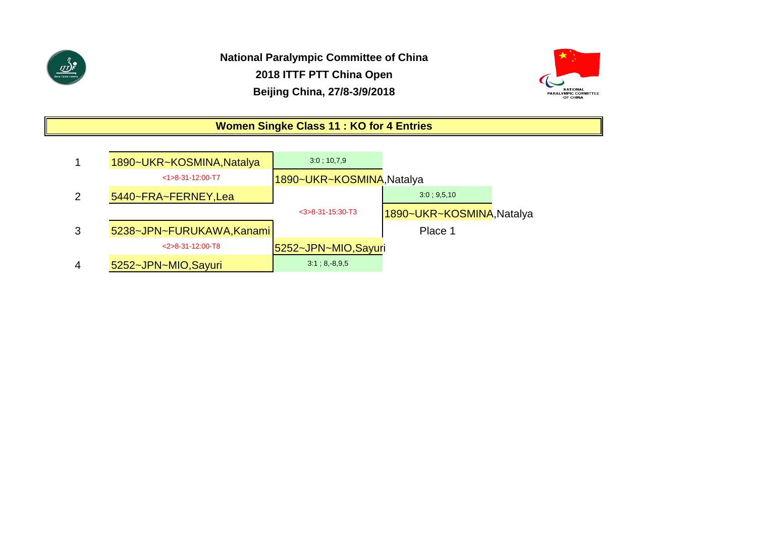**National Paralympic Committee of China**

**2018 ITTF PTT China Open**

**Beijing China, 27/8-3/9/2018**

## Women Singke Class 11 : KO for 4 Entries

| # | Round 1 | Final | Winner |
|---|---|---|---|
| 1 | 1890~UKR~KOSMINA,Natalya | 3:0 ; 10,7,9 | |
| | <1>8-31-12:00-T7 | 1890~UKR~KOSMINA,Natalya | |
| 2 | 5440~FRA~FERNEY,Lea | | 3:0 ; 9,5,10 |
| | | <3>8-31-15:30-T3 | 1890~UKR~KOSMINA,Natalya |
| 3 | 5238~JPN~FURUKAWA,Kanami | | Place 1 |
| | <2>8-31-12:00-T8 | 5252~JPN~MIO,Sayuri | |
| 4 | 5252~JPN~MIO,Sayuri | 3:1 ; 8,-8,9,5 | |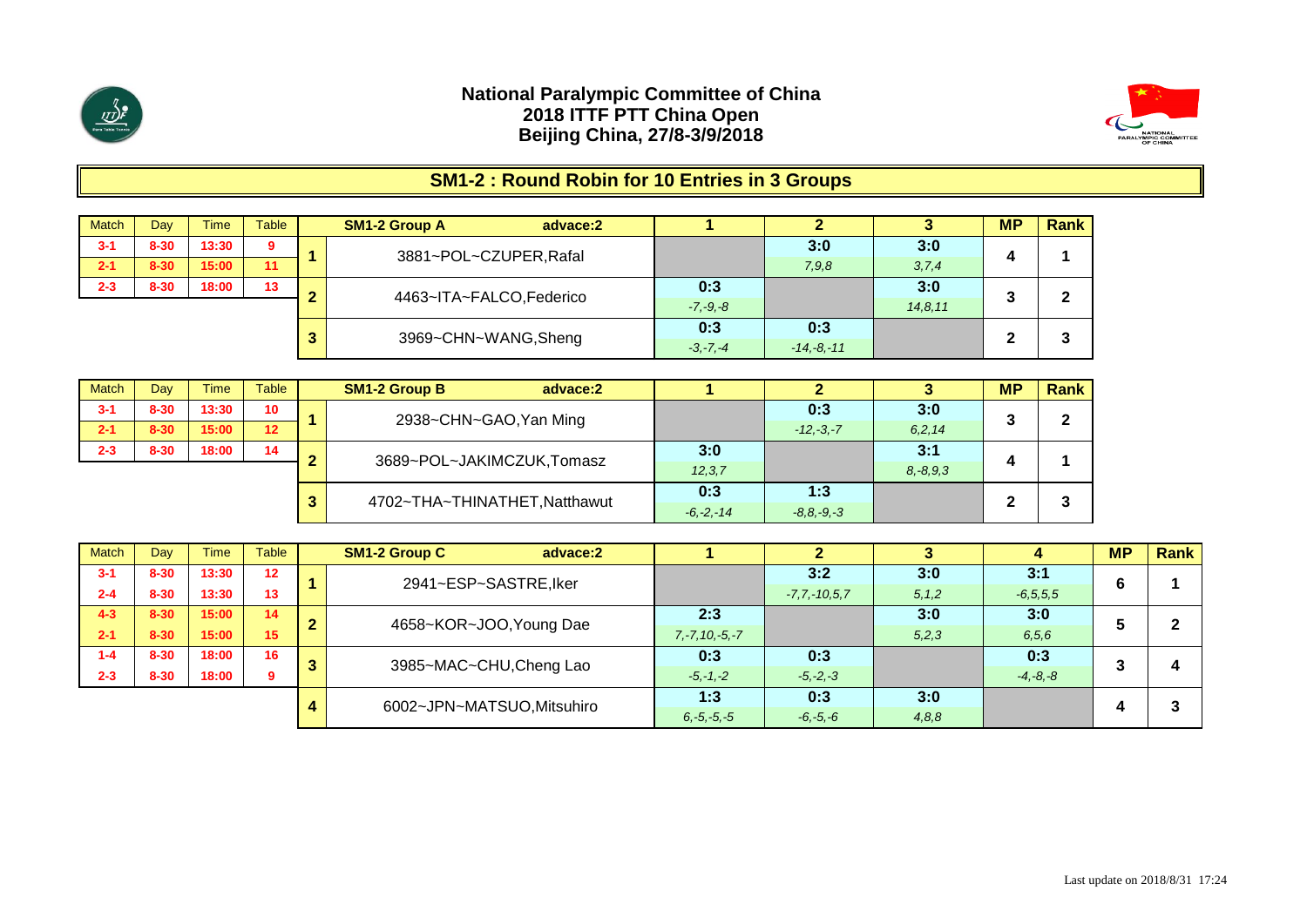# National Paralympic Committee of China
# 2018 ITTF PTT China Open
# Beijing China, 27/8-3/9/2018

## SM1-2 : Round Robin for 10 Entries in 3 Groups

| Match | Day | Time | Table |
|---|---|---|---|
| 3-1 | 8-30 | 13:30 | 9 |
| 2-1 | 8-30 | 15:00 | 11 |
| 2-3 | 8-30 | 18:00 | 13 |

| | SM1-2 Group A advace:2 | 1 | 2 | 3 | MP | Rank |
|---|---|---|---|---|---|---|
| 1 | 3881~POL~CZUPER,Rafal | | 3:0<br>7,9,8 | 3:0<br>3,7,4 | 4 | 1 |
| 2 | 4463~ITA~FALCO,Federico | 0:3<br>-7,-9,-8 | | 3:0<br>14,8,11 | 3 | 2 |
| 3 | 3969~CHN~WANG,Sheng | 0:3<br>-3,-7,-4 | 0:3<br>-14,-8,-11 | | 2 | 3 |

| Match | Day | Time | Table |
|---|---|---|---|
| 3-1 | 8-30 | 13:30 | 10 |
| 2-1 | 8-30 | 15:00 | 12 |
| 2-3 | 8-30 | 18:00 | 14 |

| | SM1-2 Group B advace:2 | 1 | 2 | 3 | MP | Rank |
|---|---|---|---|---|---|---|
| 1 | 2938~CHN~GAO,Yan Ming | | 0:3<br>-12,-3,-7 | 3:0<br>6,2,14 | 3 | 2 |
| 2 | 3689~POL~JAKIMCZUK,Tomasz | 3:0<br>12,3,7 | | 3:1<br>8,-8,9,3 | 4 | 1 |
| 3 | 4702~THA~THINATHET,Natthawut | 0:3<br>-6,-2,-14 | 1:3<br>-8,8,-9,-3 | | 2 | 3 |

| Match | Day | Time | Table |
|---|---|---|---|
| 3-1 | 8-30 | 13:30 | 12 |
| 2-4 | 8-30 | 13:30 | 13 |
| 4-3 | 8-30 | 15:00 | 14 |
| 2-1 | 8-30 | 15:00 | 15 |
| 1-4 | 8-30 | 18:00 | 16 |
| 2-3 | 8-30 | 18:00 | 9 |

| | SM1-2 Group C advace:2 | 1 | 2 | 3 | 4 | MP | Rank |
|---|---|---|---|---|---|---|---|
| 1 | 2941~ESP~SASTRE,Iker | | 3:2<br>-7,7,-10,5,7 | 3:0<br>5,1,2 | 3:1<br>-6,5,5,5 | 6 | 1 |
| 2 | 4658~KOR~JOO,Young Dae | 2:3<br>7,-7,10,-5,-7 | | 3:0<br>5,2,3 | 3:0<br>6,5,6 | 5 | 2 |
| 3 | 3985~MAC~CHU,Cheng Lao | 0:3<br>-5,-1,-2 | 0:3<br>-5,-2,-3 | | 0:3<br>-4,-8,-8 | 3 | 4 |
| 4 | 6002~JPN~MATSUO,Mitsuhiro | 1:3<br>6,-5,-5,-5 | 0:3<br>-6,-5,-6 | 3:0<br>4,8,8 | | 4 | 3 |

Last update on 2018/8/31 17:24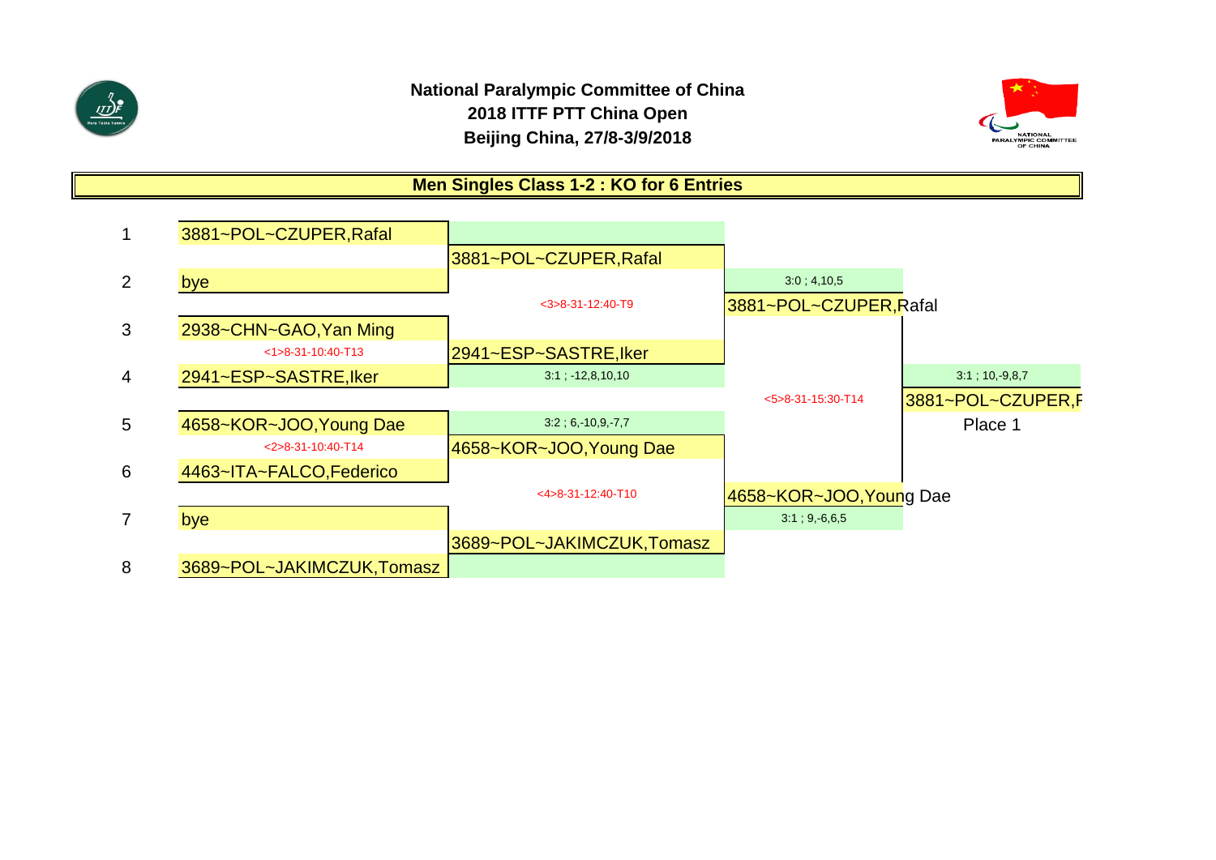**National Paralympic Committee of China**
**2018 ITTF PTT China Open**
**Beijing China, 27/8-3/9/2018**

## Men Singles Class 1-2 : KO for 6 Entries

| Seed | Round 1 | Quarterfinal | Semifinal | Final |
|---|---|---|---|---|
| 1 | 3881~POL~CZUPER,Rafal | | | |
| | | 3881~POL~CZUPER,Rafal | | |
| 2 | bye | | 3:0 ; 4,10,5 | |
| | | <3>8-31-12:40-T9 | 3881~POL~CZUPER,Rafal | |
| 3 | 2938~CHN~GAO,Yan Ming | | | |
| | <1>8-31-10:40-T13 | 2941~ESP~SASTRE,Iker | | |
| 4 | 2941~ESP~SASTRE,Iker | 3:1 ; -12,8,10,10 | | 3:1 ; 10,-9,8,7 |
| | | | <5>8-31-15:30-T14 | 3881~POL~CZUPER,Rafal |
| 5 | 4658~KOR~JOO,Young Dae | 3:2 ; 6,-10,9,-7,7 | | Place 1 |
| | <2>8-31-10:40-T14 | 4658~KOR~JOO,Young Dae | | |
| 6 | 4463~ITA~FALCO,Federico | | | |
| | | <4>8-31-12:40-T10 | 4658~KOR~JOO,Young Dae | |
| 7 | bye | | 3:1 ; 9,-6,6,5 | |
| | | 3689~POL~JAKIMCZUK,Tomasz | | |
| 8 | 3689~POL~JAKIMCZUK,Tomasz | | | |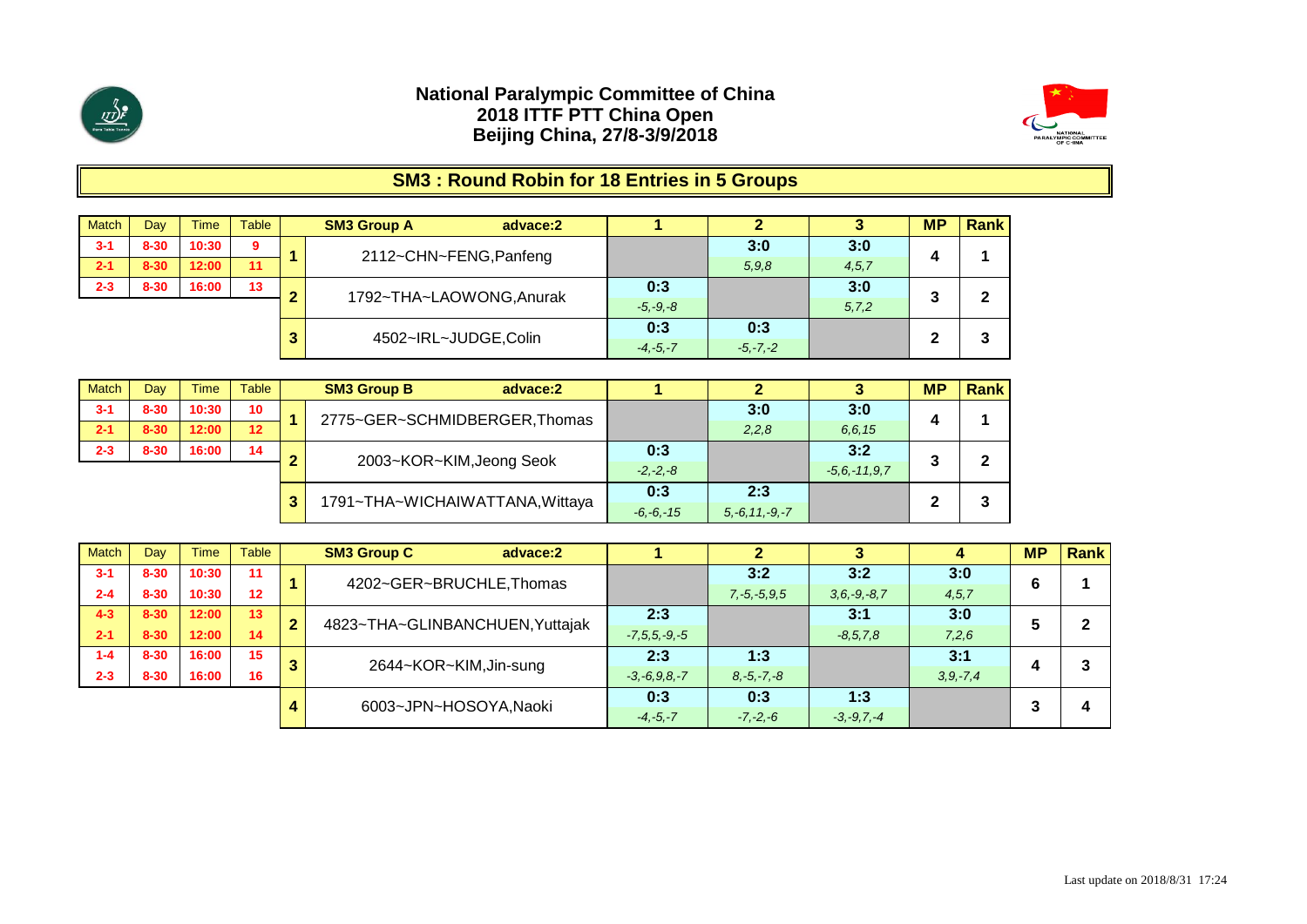# National Paralympic Committee of China
## 2018 ITTF PTT China Open
## Beijing China, 27/8-3/9/2018

## SM3 : Round Robin for 18 Entries in 5 Groups

| Match | Day | Time | Table |
|---|---|---|---|
| 3-1 | 8-30 | 10:30 | 9 |
| 2-1 | 8-30 | 12:00 | 11 |
| 2-3 | 8-30 | 16:00 | 13 |

| | SM3 Group A advace:2 | 1 | 2 | 3 | MP | Rank |
|---|---|---|---|---|---|---|
| 1 | 2112~CHN~FENG,Panfeng | | 3:0<br>*5,9,8* | 3:0<br>*4,5,7* | 4 | 1 |
| 2 | 1792~THA~LAOWONG,Anurak | 0:3<br>*-5,-9,-8* | | 3:0<br>*5,7,2* | 3 | 2 |
| 3 | 4502~IRL~JUDGE,Colin | 0:3<br>*-4,-5,-7* | 0:3<br>*-5,-7,-2* | | 2 | 3 |

| Match | Day | Time | Table |
|---|---|---|---|
| 3-1 | 8-30 | 10:30 | 10 |
| 2-1 | 8-30 | 12:00 | 12 |
| 2-3 | 8-30 | 16:00 | 14 |

| | SM3 Group B advace:2 | 1 | 2 | 3 | MP | Rank |
|---|---|---|---|---|---|---|
| 1 | 2775~GER~SCHMIDBERGER,Thomas | | 3:0<br>*2,2,8* | 3:0<br>*6,6,15* | 4 | 1 |
| 2 | 2003~KOR~KIM,Jeong Seok | 0:3<br>*-2,-2,-8* | | 3:2<br>*-5,6,-11,9,7* | 3 | 2 |
| 3 | 1791~THA~WICHAIWATTANA,Wittaya | 0:3<br>*-6,-6,-15* | 2:3<br>*5,-6,11,-9,-7* | | 2 | 3 |

| Match | Day | Time | Table |
|---|---|---|---|
| 3-1 | 8-30 | 10:30 | 11 |
| 2-4 | 8-30 | 10:30 | 12 |
| 4-3 | 8-30 | 12:00 | 13 |
| 2-1 | 8-30 | 12:00 | 14 |
| 1-4 | 8-30 | 16:00 | 15 |
| 2-3 | 8-30 | 16:00 | 16 |

| | SM3 Group C advace:2 | 1 | 2 | 3 | 4 | MP | Rank |
|---|---|---|---|---|---|---|---|
| 1 | 4202~GER~BRUCHLE,Thomas | | 3:2<br>*7,-5,-5,9,5* | 3:2<br>*3,6,-9,-8,7* | 3:0<br>*4,5,7* | 6 | 1 |
| 2 | 4823~THA~GLINBANCHUEN,Yuttajak | 2:3<br>*-7,5,5,-9,-5* | | 3:1<br>*-8,5,7,8* | 3:0<br>*7,2,6* | 5 | 2 |
| 3 | 2644~KOR~KIM,Jin-sung | 2:3<br>*-3,-6,9,8,-7* | 1:3<br>*8,-5,-7,-8* | | 3:1<br>*3,9,-7,4* | 4 | 3 |
| 4 | 6003~JPN~HOSOYA,Naoki | 0:3<br>*-4,-5,-7* | 0:3<br>*-7,-2,-6* | 1:3<br>*-3,-9,7,-4* | | 3 | 4 |

Last update on 2018/8/31 17:24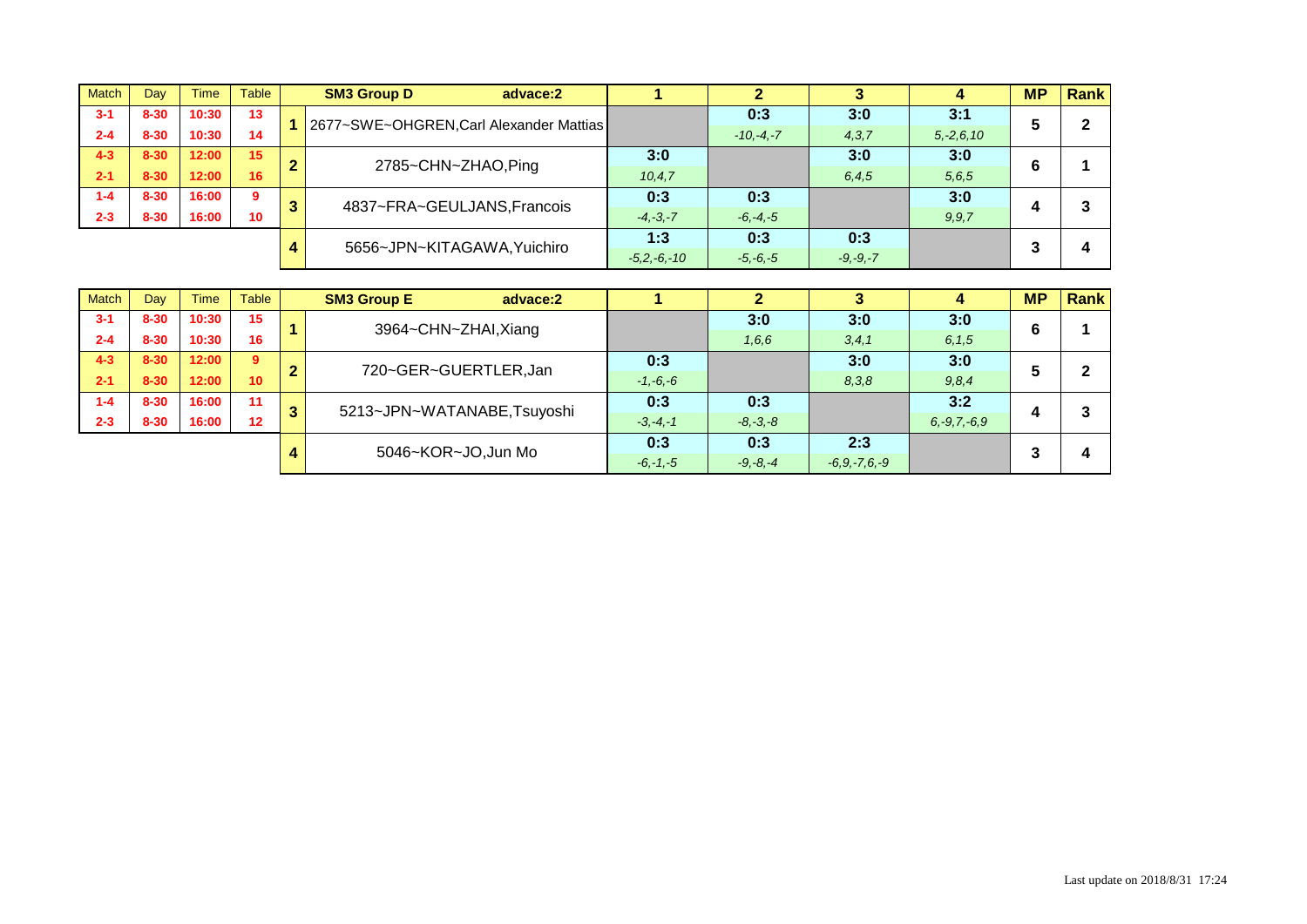| Match | Day | Time | Table | | SM3 Group D advace:2 | 1 | 2 | 3 | 4 | MP | Rank |
|---|---|---|---|---|---|---|---|---|---|---|---|
| 3-1 | 8-30 | 10:30 | 13 | 1 | 2677~SWE~OHGREN,Carl Alexander Mattias | | 0:3 | 3:0 | 3:1 | 5 | 2 |
| 2-4 | 8-30 | 10:30 | 14 | | | | *-10,-4,-7* | *4,3,7* | *5,-2,6,10* | | |
| 4-3 | 8-30 | 12:00 | 15 | 2 | 2785~CHN~ZHAO,Ping | 3:0 | | 3:0 | 3:0 | 6 | 1 |
| 2-1 | 8-30 | 12:00 | 16 | | | *10,4,7* | | *6,4,5* | *5,6,5* | | |
| 1-4 | 8-30 | 16:00 | 9 | 3 | 4837~FRA~GEULJANS,Francois | 0:3 | 0:3 | | 3:0 | 4 | 3 |
| 2-3 | 8-30 | 16:00 | 10 | | | *-4,-3,-7* | *-6,-4,-5* | | *9,9,7* | | |
| | | | | 4 | 5656~JPN~KITAGAWA,Yuichiro | 1:3 | 0:3 | 0:3 | | 3 | 4 |
| | | | | | | *-5,2,-6,-10* | *-5,-6,-5* | *-9,-9,-7* | | | |

| Match | Day | Time | Table | | SM3 Group E advace:2 | 1 | 2 | 3 | 4 | MP | Rank |
|---|---|---|---|---|---|---|---|---|---|---|---|
| 3-1 | 8-30 | 10:30 | 15 | 1 | 3964~CHN~ZHAI,Xiang | | 3:0 | 3:0 | 3:0 | 6 | 1 |
| 2-4 | 8-30 | 10:30 | 16 | | | | *1,6,6* | *3,4,1* | *6,1,5* | | |
| 4-3 | 8-30 | 12:00 | 9 | 2 | 720~GER~GUERTLER,Jan | 0:3 | | 3:0 | 3:0 | 5 | 2 |
| 2-1 | 8-30 | 12:00 | 10 | | | *-1,-6,-6* | | *8,3,8* | *9,8,4* | | |
| 1-4 | 8-30 | 16:00 | 11 | 3 | 5213~JPN~WATANABE,Tsuyoshi | 0:3 | 0:3 | | 3:2 | 4 | 3 |
| 2-3 | 8-30 | 16:00 | 12 | | | *-3,-4,-1* | *-8,-3,-8* | | *6,-9,7,-6,9* | | |
| | | | | 4 | 5046~KOR~JO,Jun Mo | 0:3 | 0:3 | 2:3 | | 3 | 4 |
| | | | | | | *-6,-1,-5* | *-9,-8,-4* | *-6,9,-7,6,-9* | | | |

Last update on 2018/8/31 17:24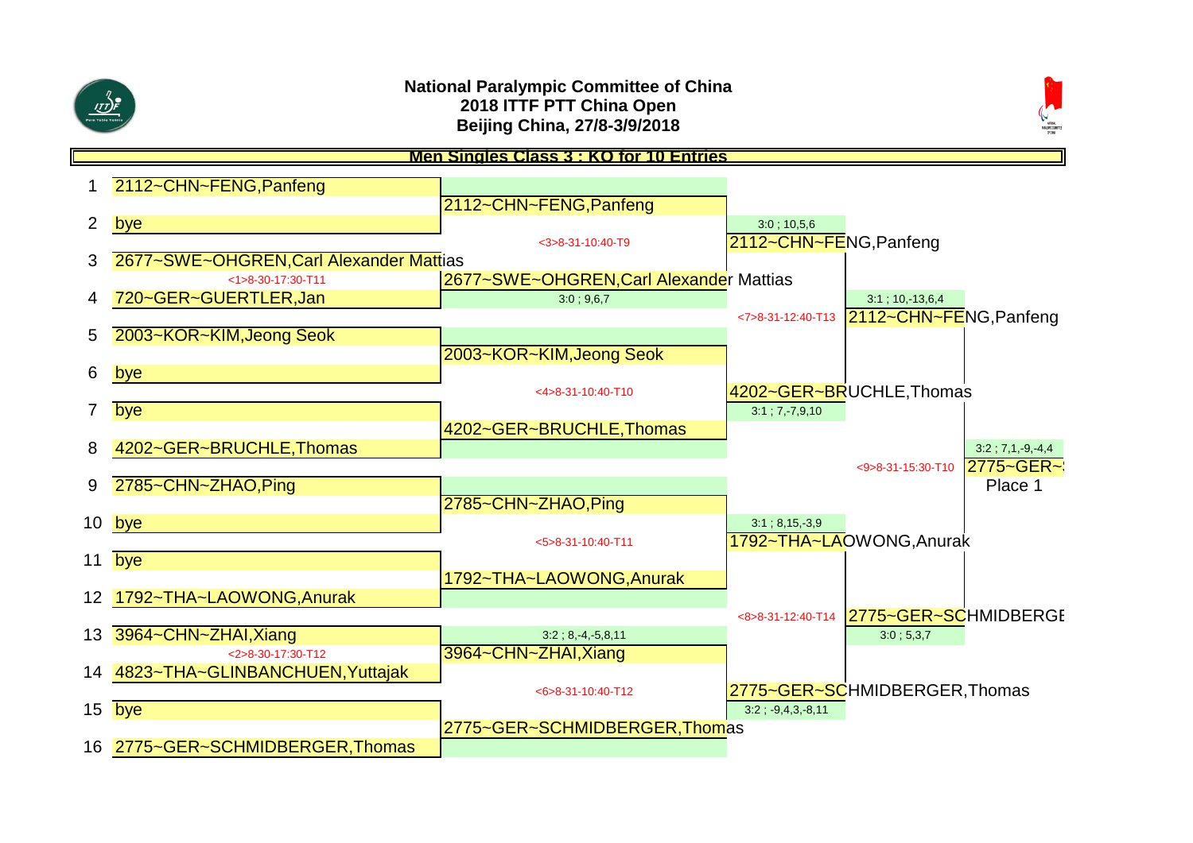**National Paralympic Committee of China**
**2018 ITTF PTT China Open**
**Beijing China, 27/8-3/9/2018**

## Men Singles Class 3 : KO for 10 Entries

| # | Round 1 | Round 2 (QF) | Semifinal | Final | Winner |
|---|---|---|---|---|---|
| 1 | 2112~CHN~FENG,Panfeng | 2112~CHN~FENG,Panfeng | | | |
| 2 | bye | | 3:0 ; 10,5,6 | | |
| | | <3>8-31-10:40-T9 | 2112~CHN~FENG,Panfeng | | |
| 3 | 2677~SWE~OHGREN,Carl Alexander Mattias | | | | |
| | <1>8-30-17:30-T11 | 2677~SWE~OHGREN,Carl Alexander Mattias | | | |
| 4 | 720~GER~GUERTLER,Jan | 3:0 ; 9,6,7 | | 3:1 ; 10,-13,6,4 | |
| | | | <7>8-31-12:40-T13 | 2112~CHN~FENG,Panfeng | |
| 5 | 2003~KOR~KIM,Jeong Seok | | | | |
| | | 2003~KOR~KIM,Jeong Seok | | | |
| 6 | bye | | | | |
| | | <4>8-31-10:40-T10 | 4202~GER~BRUCHLE,Thomas | | |
| 7 | bye | | 3:1 ; 7,-7,9,10 | | |
| | | 4202~GER~BRUCHLE,Thomas | | | |
| 8 | 4202~GER~BRUCHLE,Thomas | | | | 3:2 ; 7,1,-9,-4,4 |
| | | | | <9>8-31-15:30-T10 | 2775~GER~S |
| 9 | 2785~CHN~ZHAO,Ping | | | | Place 1 |
| | | 2785~CHN~ZHAO,Ping | | | |
| 10 | bye | | 3:1 ; 8,15,-3,9 | | |
| | | <5>8-31-10:40-T11 | 1792~THA~LAOWONG,Anurak | | |
| 11 | bye | | | | |
| | | 1792~THA~LAOWONG,Anurak | | | |
| 12 | 1792~THA~LAOWONG,Anurak | | | | |
| | | | <8>8-31-12:40-T14 | 2775~GER~SCHMIDBERGE | |
| 13 | 3964~CHN~ZHAI,Xiang | 3:2 ; 8,-4,-5,8,11 | | 3:0 ; 5,3,7 | |
| | <2>8-30-17:30-T12 | 3964~CHN~ZHAI,Xiang | | | |
| 14 | 4823~THA~GLINBANCHUEN,Yuttajak | | | | |
| | | <6>8-31-10:40-T12 | 2775~GER~SCHMIDBERGER,Thomas | | |
| 15 | bye | | 3:2 ; -9,4,3,-8,11 | | |
| | | 2775~GER~SCHMIDBERGER,Thomas | | | |
| 16 | 2775~GER~SCHMIDBERGER,Thomas | | | | |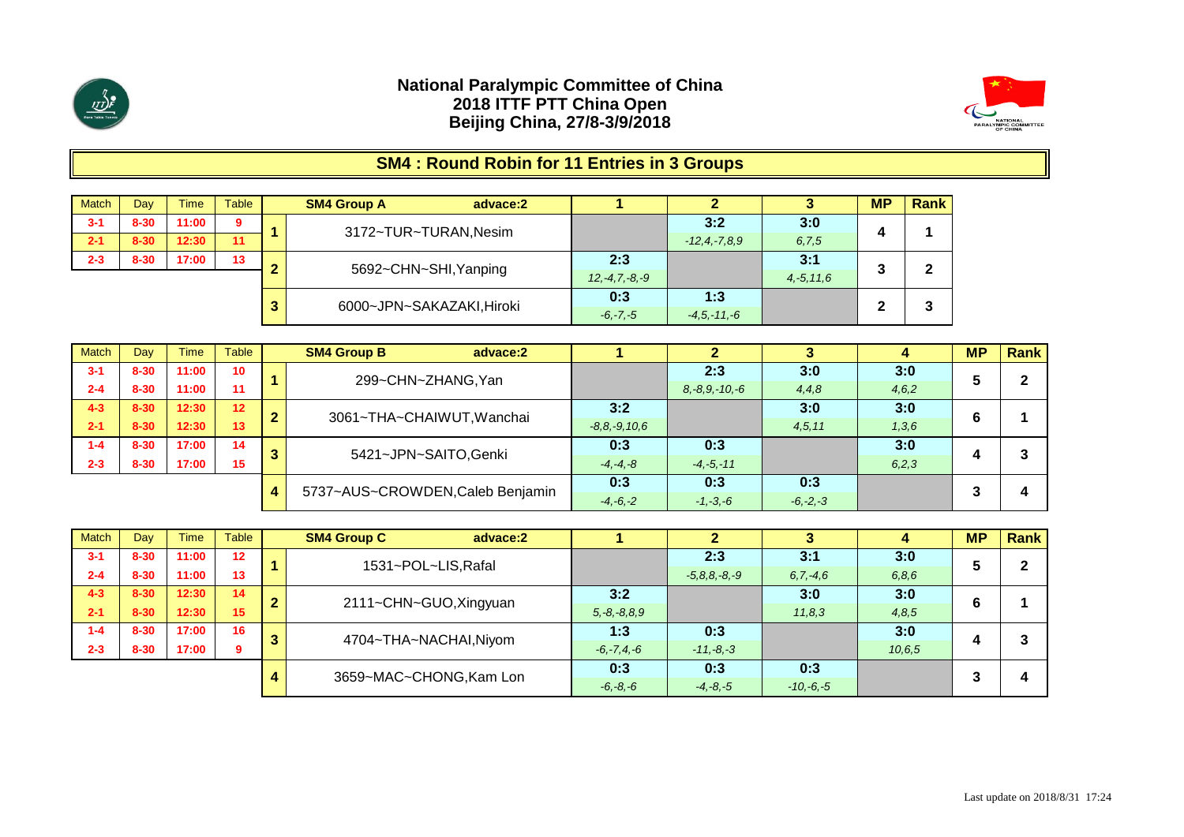# National Paralympic Committee of China
## 2018 ITTF PTT China Open
## Beijing China, 27/8-3/9/2018

## SM4 : Round Robin for 11 Entries in 3 Groups

| Match | Day | Time | Table |
|---|---|---|---|
| 3-1 | 8-30 | 11:00 | 9 |
| 2-1 | 8-30 | 12:30 | 11 |
| 2-3 | 8-30 | 17:00 | 13 |

| | SM4 Group A advace:2 | 1 | 2 | 3 | MP | Rank |
|---|---|---|---|---|---|---|
| 1 | 3172~TUR~TURAN,Nesim | | 3:2 *-12,4,-7,8,9* | 3:0 *6,7,5* | 4 | 1 |
| 2 | 5692~CHN~SHI,Yanping | 2:3 *12,-4,7,-8,-9* | | 3:1 *4,-5,11,6* | 3 | 2 |
| 3 | 6000~JPN~SAKAZAKI,Hiroki | 0:3 *-6,-7,-5* | 1:3 *-4,5,-11,-6* | | 2 | 3 |

| Match | Day | Time | Table |
|---|---|---|---|
| 3-1 | 8-30 | 11:00 | 10 |
| 2-4 | 8-30 | 11:00 | 11 |
| 4-3 | 8-30 | 12:30 | 12 |
| 2-1 | 8-30 | 12:30 | 13 |
| 1-4 | 8-30 | 17:00 | 14 |
| 2-3 | 8-30 | 17:00 | 15 |

| | SM4 Group B advace:2 | 1 | 2 | 3 | 4 | MP | Rank |
|---|---|---|---|---|---|---|---|
| 1 | 299~CHN~ZHANG,Yan | | 2:3 *8,-8,9,-10,-6* | 3:0 *4,4,8* | 3:0 *4,6,2* | 5 | 2 |
| 2 | 3061~THA~CHAIWUT,Wanchai | 3:2 *-8,8,-9,10,6* | | 3:0 *4,5,11* | 3:0 *1,3,6* | 6 | 1 |
| 3 | 5421~JPN~SAITO,Genki | 0:3 *-4,-4,-8* | 0:3 *-4,-5,-11* | | 3:0 *6,2,3* | 4 | 3 |
| 4 | 5737~AUS~CROWDEN,Caleb Benjamin | 0:3 *-4,-6,-2* | 0:3 *-1,-3,-6* | 0:3 *-6,-2,-3* | | 3 | 4 |

| Match | Day | Time | Table |
|---|---|---|---|
| 3-1 | 8-30 | 11:00 | 12 |
| 2-4 | 8-30 | 11:00 | 13 |
| 4-3 | 8-30 | 12:30 | 14 |
| 2-1 | 8-30 | 12:30 | 15 |
| 1-4 | 8-30 | 17:00 | 16 |
| 2-3 | 8-30 | 17:00 | 9 |

| | SM4 Group C advace:2 | 1 | 2 | 3 | 4 | MP | Rank |
|---|---|---|---|---|---|---|---|
| 1 | 1531~POL~LIS,Rafal | | 2:3 *-5,8,8,-8,-9* | 3:1 *6,7,-4,6* | 3:0 *6,8,6* | 5 | 2 |
| 2 | 2111~CHN~GUO,Xingyuan | 3:2 *5,-8,-8,8,9* | | 3:0 *11,8,3* | 3:0 *4,8,5* | 6 | 1 |
| 3 | 4704~THA~NACHAI,Niyom | 1:3 *-6,-7,4,-6* | 0:3 *-11,-8,-3* | | 3:0 *10,6,5* | 4 | 3 |
| 4 | 3659~MAC~CHONG,Kam Lon | 0:3 *-6,-8,-6* | 0:3 *-4,-8,-5* | 0:3 *-10,-6,-5* | | 3 | 4 |

Last update on 2018/8/31 17:24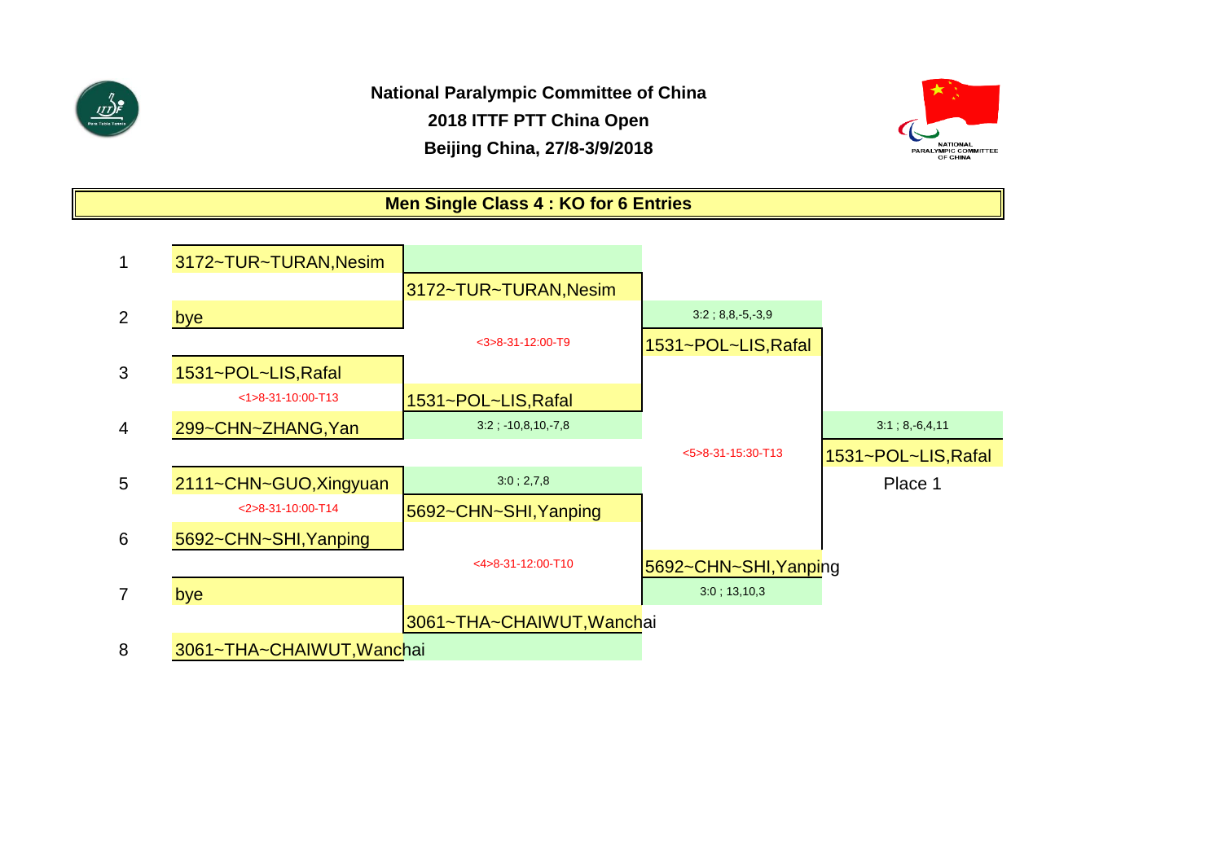**National Paralympic Committee of China**

**2018 ITTF PTT China Open**

**Beijing China, 27/8-3/9/2018**

## Men Single Class 4 : KO for 6 Entries

| # | Round 1 | Quarterfinal | Semifinal | Final |
|---|---|---|---|---|
| 1 | 3172~TUR~TURAN,Nesim | | | |
| | | 3172~TUR~TURAN,Nesim | | |
| 2 | bye | | 3:2 ; 8,8,-5,-3,9 | |
| | | <3>8-31-12:00-T9 | 1531~POL~LIS,Rafal | |
| 3 | 1531~POL~LIS,Rafal | | | |
| | <1>8-31-10:00-T13 | 1531~POL~LIS,Rafal | | |
| 4 | 299~CHN~ZHANG,Yan | 3:2 ; -10,8,10,-7,8 | | 3:1 ; 8,-6,4,11 |
| | | | <5>8-31-15:30-T13 | 1531~POL~LIS,Rafal |
| 5 | 2111~CHN~GUO,Xingyuan | 3:0 ; 2,7,8 | | Place 1 |
| | <2>8-31-10:00-T14 | 5692~CHN~SHI,Yanping | | |
| 6 | 5692~CHN~SHI,Yanping | | | |
| | | <4>8-31-12:00-T10 | 5692~CHN~SHI,Yanping | |
| 7 | bye | | 3:0 ; 13,10,3 | |
| | | 3061~THA~CHAIWUT,Wanchai | | |
| 8 | 3061~THA~CHAIWUT,Wanchai | | | |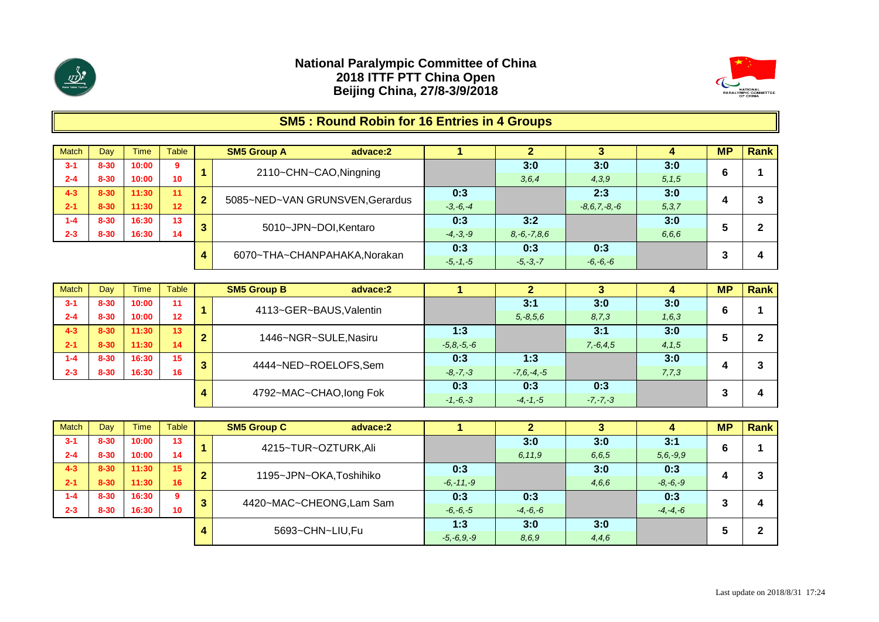**National Paralympic Committee of China**
**2018 ITTF PTT China Open**
**Beijing China, 27/8-3/9/2018**

## SM5 : Round Robin for 16 Entries in 4 Groups

| Match | Day | Time | Table | | SM5 Group A advace:2 | 1 | 2 | 3 | 4 | MP | Rank |
|---|---|---|---|---|---|---|---|---|---|---|---|
| 3-1 | 8-30 | 10:00 | 9 | 1 | 2110~CHN~CAO,Ningning | | 3:0 | 3:0 | 3:0 | 6 | 1 |
| 2-4 | 8-30 | 10:00 | 10 | | | | *3,6,4* | *4,3,9* | *5,1,5* | | |
| 4-3 | 8-30 | 11:30 | 11 | 2 | 5085~NED~VAN GRUNSVEN,Gerardus | 0:3 | | 2:3 | 3:0 | 4 | 3 |
| 2-1 | 8-30 | 11:30 | 12 | | | *-3,-6,-4* | | *-8,6,7,-8,-6* | *5,3,7* | | |
| 1-4 | 8-30 | 16:30 | 13 | 3 | 5010~JPN~DOI,Kentaro | 0:3 | 3:2 | | 3:0 | 5 | 2 |
| 2-3 | 8-30 | 16:30 | 14 | | | *-4,-3,-9* | *8,-6,-7,8,6* | | *6,6,6* | | |
| | | | | 4 | 6070~THA~CHANPAHAKA,Norakan | 0:3 | 0:3 | 0:3 | | 3 | 4 |
| | | | | | | *-5,-1,-5* | *-5,-3,-7* | *-6,-6,-6* | | | |

| Match | Day | Time | Table | | SM5 Group B advace:2 | 1 | 2 | 3 | 4 | MP | Rank |
|---|---|---|---|---|---|---|---|---|---|---|---|
| 3-1 | 8-30 | 10:00 | 11 | 1 | 4113~GER~BAUS,Valentin | | 3:1 | 3:0 | 3:0 | 6 | 1 |
| 2-4 | 8-30 | 10:00 | 12 | | | | *5,-8,5,6* | *8,7,3* | *1,6,3* | | |
| 4-3 | 8-30 | 11:30 | 13 | 2 | 1446~NGR~SULE,Nasiru | 1:3 | | 3:1 | 3:0 | 5 | 2 |
| 2-1 | 8-30 | 11:30 | 14 | | | *-5,8,-5,-6* | | *7,-6,4,5* | *4,1,5* | | |
| 1-4 | 8-30 | 16:30 | 15 | 3 | 4444~NED~ROELOFS,Sem | 0:3 | 1:3 | | 3:0 | 4 | 3 |
| 2-3 | 8-30 | 16:30 | 16 | | | *-8,-7,-3* | *-7,6,-4,-5* | | *7,7,3* | | |
| | | | | 4 | 4792~MAC~CHAO,Iong Fok | 0:3 | 0:3 | 0:3 | | 3 | 4 |
| | | | | | | *-1,-6,-3* | *-4,-1,-5* | *-7,-7,-3* | | | |

| Match | Day | Time | Table | | SM5 Group C advace:2 | 1 | 2 | 3 | 4 | MP | Rank |
|---|---|---|---|---|---|---|---|---|---|---|---|
| 3-1 | 8-30 | 10:00 | 13 | 1 | 4215~TUR~OZTURK,Ali | | 3:0 | 3:0 | 3:1 | 6 | 1 |
| 2-4 | 8-30 | 10:00 | 14 | | | | *6,11,9* | *6,6,5* | *5,6,-9,9* | | |
| 4-3 | 8-30 | 11:30 | 15 | 2 | 1195~JPN~OKA,Toshihiko | 0:3 | | 3:0 | 0:3 | 4 | 3 |
| 2-1 | 8-30 | 11:30 | 16 | | | *-6,-11,-9* | | *4,6,6* | *-8,-6,-9* | | |
| 1-4 | 8-30 | 16:30 | 9 | 3 | 4420~MAC~CHEONG,Lam Sam | 0:3 | 0:3 | | 0:3 | 3 | 4 |
| 2-3 | 8-30 | 16:30 | 10 | | | *-6,-6,-5* | *-4,-6,-6* | | *-4,-4,-6* | | |
| | | | | 4 | 5693~CHN~LIU,Fu | 1:3 | 3:0 | 3:0 | | 5 | 2 |
| | | | | | | *-5,-6,9,-9* | *8,6,9* | *4,4,6* | | | |

Last update on 2018/8/31 17:24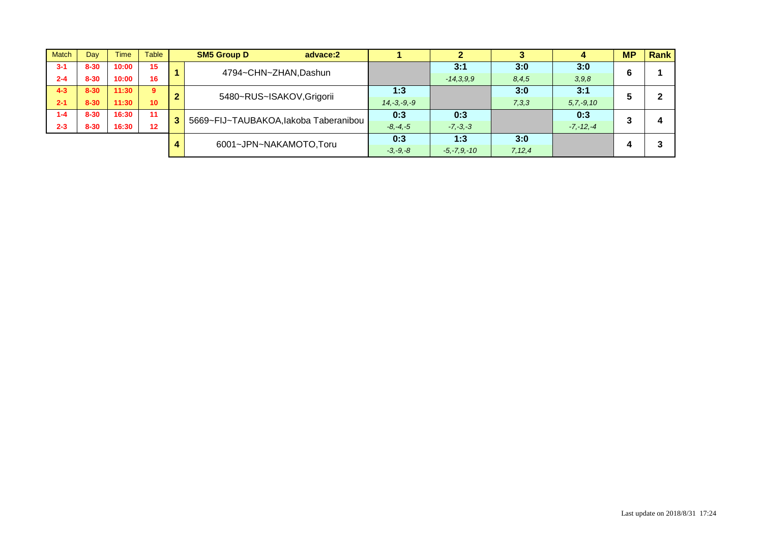| Match | Day | Time | Table |
|---|---|---|---|
| 3-1 | 8-30 | 10:00 | 15 |
| 2-4 | 8-30 | 10:00 | 16 |
| 4-3 | 8-30 | 11:30 | 9 |
| 2-1 | 8-30 | 11:30 | 10 |
| 1-4 | 8-30 | 16:30 | 11 |
| 2-3 | 8-30 | 16:30 | 12 |

| | SM5 Group D advace:2 | 1 | 2 | 3 | 4 | MP | Rank |
|---|---|---|---|---|---|---|---|
| 1 | 4794~CHN~ZHAN,Dashun | | 3:1<br>*-14,3,9,9* | 3:0<br>*8,4,5* | 3:0<br>*3,9,8* | 6 | 1 |
| 2 | 5480~RUS~ISAKOV,Grigorii | 1:3<br>*14,-3,-9,-9* | | 3:0<br>*7,3,3* | 3:1<br>*5,7,-9,10* | 5 | 2 |
| 3 | 5669~FIJ~TAUBAKOA,Iakoba Taberanibou | 0:3<br>*-8,-4,-5* | 0:3<br>*-7,-3,-3* | | 0:3<br>*-7,-12,-4* | 3 | 4 |
| 4 | 6001~JPN~NAKAMOTO,Toru | 0:3<br>*-3,-9,-8* | 1:3<br>*-5,-7,9,-10* | 3:0<br>*7,12,4* | | 4 | 3 |

Last update on 2018/8/31 17:24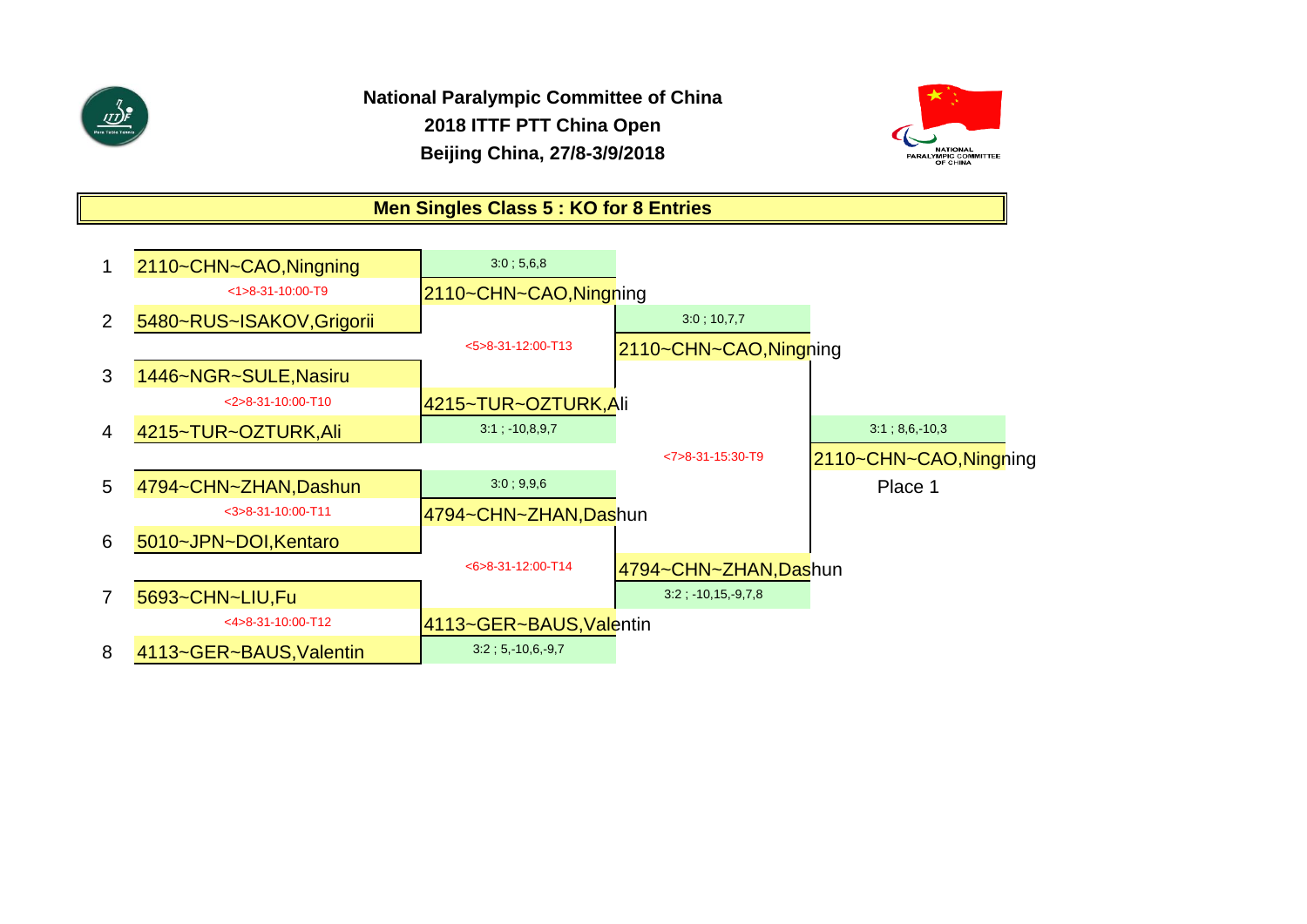**National Paralympic Committee of China**

**2018 ITTF PTT China Open**

**Beijing China, 27/8-3/9/2018**

## Men Singles Class 5 : KO for 8 Entries

| No. | Player | Round 1 | Semifinal | Final |
|---|---|---|---|---|
| 1 | 2110~CHN~CAO,Ningning | | | |
| | <1>8-31-10:00-T9 | 2110~CHN~CAO,Ningning (3:0 ; 5,6,8) | | |
| 2 | 5480~RUS~ISAKOV,Grigorii | | | |
| | | <5>8-31-12:00-T13 | 2110~CHN~CAO,Ningning (3:0 ; 10,7,7) | |
| 3 | 1446~NGR~SULE,Nasiru | | | |
| | <2>8-31-10:00-T10 | 4215~TUR~OZTURK,Ali (3:1 ; -10,8,9,7) | | |
| 4 | 4215~TUR~OZTURK,Ali | | | |
| | | | <7>8-31-15:30-T9 | 2110~CHN~CAO,Ningning (3:1 ; 8,6,-10,3) Place 1 |
| 5 | 4794~CHN~ZHAN,Dashun | | | |
| | <3>8-31-10:00-T11 | 4794~CHN~ZHAN,Dashun (3:0 ; 9,9,6) | | |
| 6 | 5010~JPN~DOI,Kentaro | | | |
| | | <6>8-31-12:00-T14 | 4794~CHN~ZHAN,Dashun (3:2 ; -10,15,-9,7,8) | |
| 7 | 5693~CHN~LIU,Fu | | | |
| | <4>8-31-10:00-T12 | 4113~GER~BAUS,Valentin (3:2 ; 5,-10,6,-9,7) | | |
| 8 | 4113~GER~BAUS,Valentin | | | |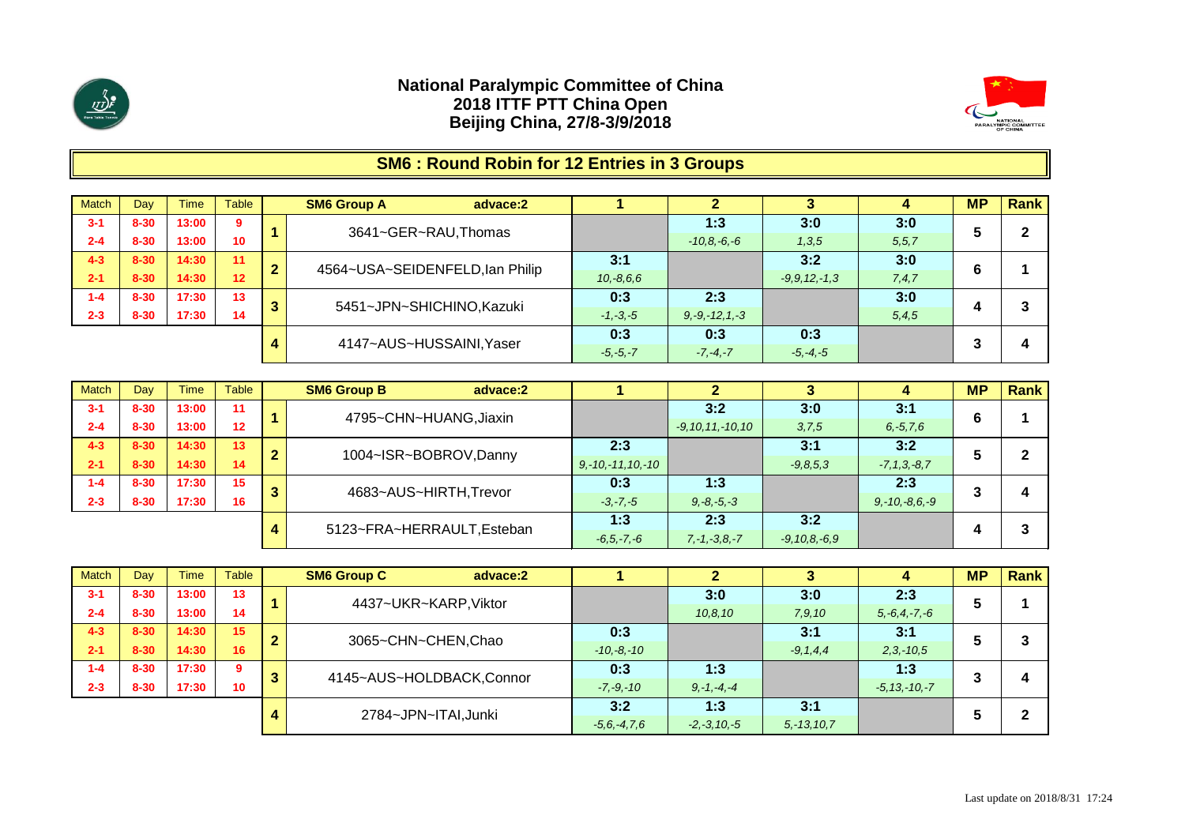# National Paralympic Committee of China
## 2018 ITTF PTT China Open
## Beijing China, 27/8-3/9/2018

## SM6 : Round Robin for 12 Entries in 3 Groups

| Match | Day | Time | Table | | SM6 Group A advace:2 | 1 | 2 | 3 | 4 | MP | Rank |
|---|---|---|---|---|---|---|---|---|---|---|---|
| 3-1 | 8-30 | 13:00 | 9 | 1 | 3641~GER~RAU,Thomas | | 1:3 | 3:0 | 3:0 | 5 | 2 |
| 2-4 | 8-30 | 13:00 | 10 | | | | *-10,8,-6,-6* | *1,3,5* | *5,5,7* | | |
| 4-3 | 8-30 | 14:30 | 11 | 2 | 4564~USA~SEIDENFELD,Ian Philip | 3:1 | | 3:2 | 3:0 | 6 | 1 |
| 2-1 | 8-30 | 14:30 | 12 | | | *10,-8,6,6* | | *-9,9,12,-1,3* | *7,4,7* | | |
| 1-4 | 8-30 | 17:30 | 13 | 3 | 5451~JPN~SHICHINO,Kazuki | 0:3 | 2:3 | | 3:0 | 4 | 3 |
| 2-3 | 8-30 | 17:30 | 14 | | | *-1,-3,-5* | *9,-9,-12,1,-3* | | *5,4,5* | | |
| | | | | 4 | 4147~AUS~HUSSAINI,Yaser | 0:3 | 0:3 | 0:3 | | 3 | 4 |
| | | | | | | *-5,-5,-7* | *-7,-4,-7* | *-5,-4,-5* | | | |

| Match | Day | Time | Table | | SM6 Group B advace:2 | 1 | 2 | 3 | 4 | MP | Rank |
|---|---|---|---|---|---|---|---|---|---|---|---|
| 3-1 | 8-30 | 13:00 | 11 | 1 | 4795~CHN~HUANG,Jiaxin | | 3:2 | 3:0 | 3:1 | 6 | 1 |
| 2-4 | 8-30 | 13:00 | 12 | | | | *-9,10,11,-10,10* | *3,7,5* | *6,-5,7,6* | | |
| 4-3 | 8-30 | 14:30 | 13 | 2 | 1004~ISR~BOBROV,Danny | 2:3 | | 3:1 | 3:2 | 5 | 2 |
| 2-1 | 8-30 | 14:30 | 14 | | | *9,-10,-11,10,-10* | | *-9,8,5,3* | *-7,1,3,-8,7* | | |
| 1-4 | 8-30 | 17:30 | 15 | 3 | 4683~AUS~HIRTH,Trevor | 0:3 | 1:3 | | 2:3 | 3 | 4 |
| 2-3 | 8-30 | 17:30 | 16 | | | *-3,-7,-5* | *9,-8,-5,-3* | | *9,-10,-8,6,-9* | | |
| | | | | 4 | 5123~FRA~HERRAULT,Esteban | 1:3 | 2:3 | 3:2 | | 4 | 3 |
| | | | | | | *-6,5,-7,-6* | *7,-1,-3,8,-7* | *-9,10,8,-6,9* | | | |

| Match | Day | Time | Table | | SM6 Group C advace:2 | 1 | 2 | 3 | 4 | MP | Rank |
|---|---|---|---|---|---|---|---|---|---|---|---|
| 3-1 | 8-30 | 13:00 | 13 | 1 | 4437~UKR~KARP,Viktor | | 3:0 | 3:0 | 2:3 | 5 | 1 |
| 2-4 | 8-30 | 13:00 | 14 | | | | *10,8,10* | *7,9,10* | *5,-6,4,-7,-6* | | |
| 4-3 | 8-30 | 14:30 | 15 | 2 | 3065~CHN~CHEN,Chao | 0:3 | | 3:1 | 3:1 | 5 | 3 |
| 2-1 | 8-30 | 14:30 | 16 | | | *-10,-8,-10* | | *-9,1,4,4* | *2,3,-10,5* | | |
| 1-4 | 8-30 | 17:30 | 9 | 3 | 4145~AUS~HOLDBACK,Connor | 0:3 | 1:3 | | 1:3 | 3 | 4 |
| 2-3 | 8-30 | 17:30 | 10 | | | *-7,-9,-10* | *9,-1,-4,-4* | | *-5,13,-10,-7* | | |
| | | | | 4 | 2784~JPN~ITAI,Junki | 3:2 | 1:3 | 3:1 | | 5 | 2 |
| | | | | | | *-5,6,-4,7,6* | *-2,-3,10,-5* | *5,-13,10,7* | | | |

Last update on 2018/8/31 17:24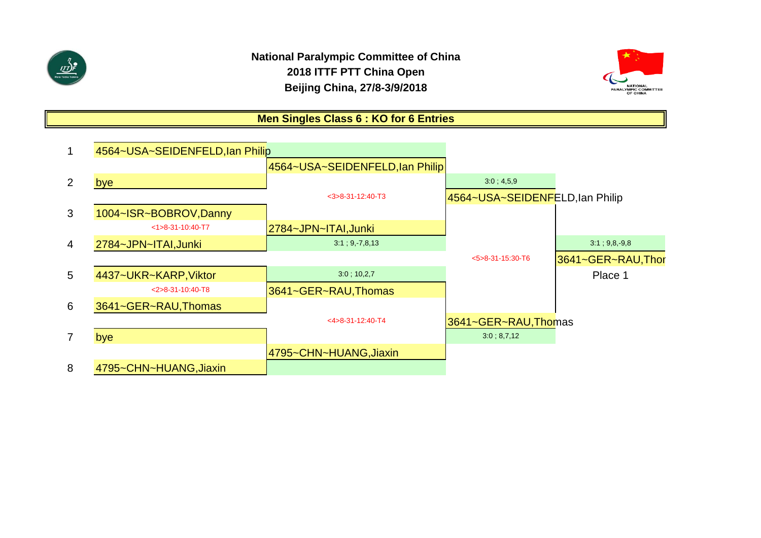**National Paralympic Committee of China**
**2018 ITTF PTT China Open**
**Beijing China, 27/8-3/9/2018**

## Men Singles Class 6 : KO for 6 Entries

| # | Round 1 | Round 2 | Semifinal | Final |
|---|---|---|---|---|
| 1 | 4564~USA~SEIDENFELD,Ian Philip | | | |
| | | 4564~USA~SEIDENFELD,Ian Philip | | |
| 2 | bye | | 3:0 ; 4,5,9 | |
| | | <3>8-31-12:40-T3 | 4564~USA~SEIDENFELD,Ian Philip | |
| 3 | 1004~ISR~BOBROV,Danny | | | |
| | <1>8-31-10:40-T7 | 2784~JPN~ITAI,Junki | | |
| 4 | 2784~JPN~ITAI,Junki | 3:1 ; 9,-7,8,13 | | 3:1 ; 9,8,-9,8 |
| | | | <5>8-31-15:30-T6 | 3641~GER~RAU,Thor |
| 5 | 4437~UKR~KARP,Viktor | 3:0 ; 10,2,7 | | Place 1 |
| | <2>8-31-10:40-T8 | 3641~GER~RAU,Thomas | | |
| 6 | 3641~GER~RAU,Thomas | | | |
| | | <4>8-31-12:40-T4 | 3641~GER~RAU,Thomas | |
| 7 | bye | | 3:0 ; 8,7,12 | |
| | | 4795~CHN~HUANG,Jiaxin | | |
| 8 | 4795~CHN~HUANG,Jiaxin | | | |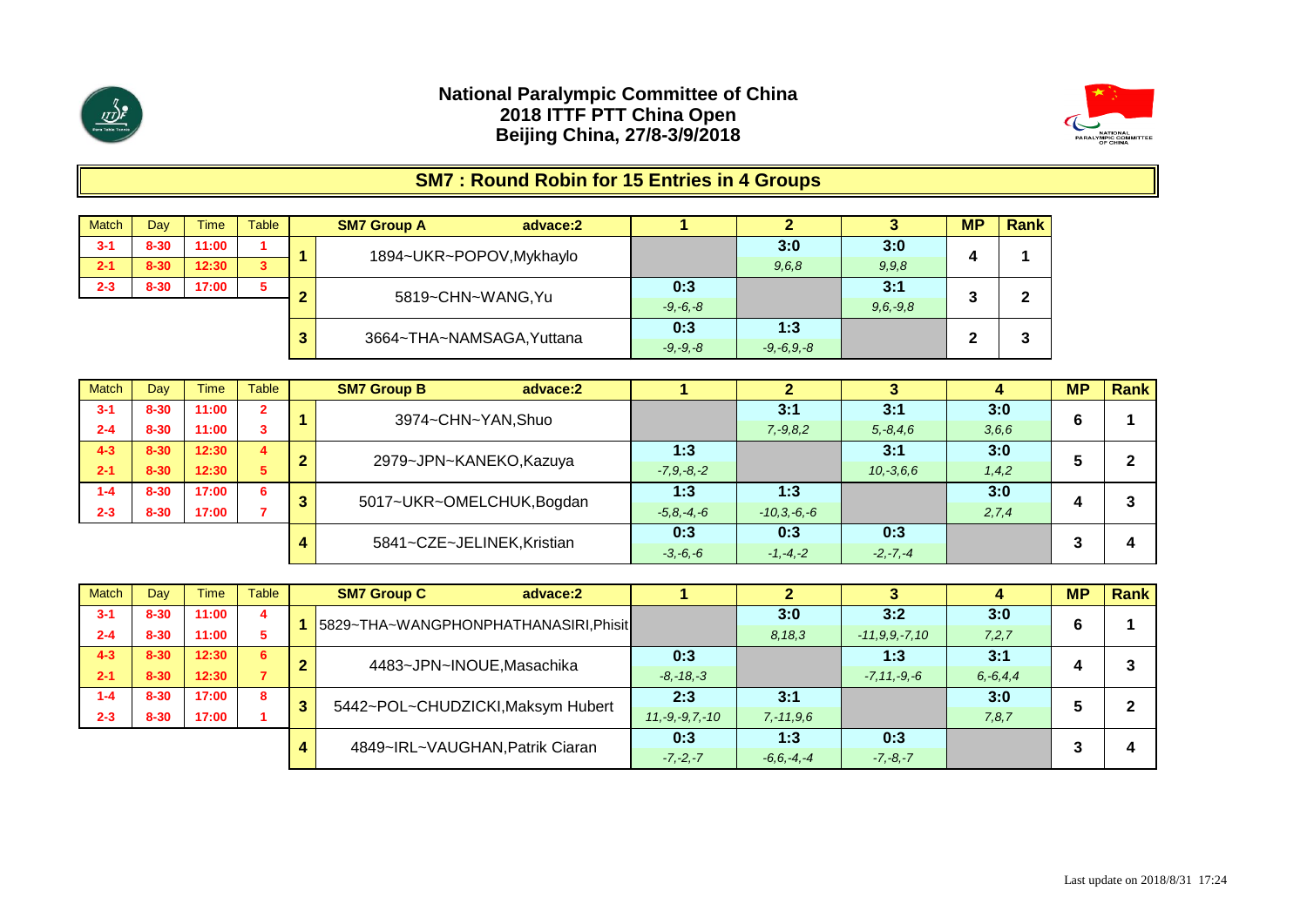**National Paralympic Committee of China**
**2018 ITTF PTT China Open**
**Beijing China, 27/8-3/9/2018**

## SM7 : Round Robin for 15 Entries in 4 Groups

| Match | Day | Time | Table |
|---|---|---|---|
| 3-1 | 8-30 | 11:00 | 1 |
| 2-1 | 8-30 | 12:30 | 3 |
| 2-3 | 8-30 | 17:00 | 5 |

| | SM7 Group A advace:2 | 1 | 2 | 3 | MP | Rank |
|---|---|---|---|---|---|---|
| 1 | 1894~UKR~POPOV,Mykhaylo | | 3:0<br>*9,6,8* | 3:0<br>*9,9,8* | 4 | 1 |
| 2 | 5819~CHN~WANG,Yu | 0:3<br>*-9,-6,-8* | | 3:1<br>*9,6,-9,8* | 3 | 2 |
| 3 | 3664~THA~NAMSAGA,Yuttana | 0:3<br>*-9,-9,-8* | 1:3<br>*-9,-6,9,-8* | | 2 | 3 |

| Match | Day | Time | Table |
|---|---|---|---|
| 3-1 | 8-30 | 11:00 | 2 |
| 2-4 | 8-30 | 11:00 | 3 |
| 4-3 | 8-30 | 12:30 | 4 |
| 2-1 | 8-30 | 12:30 | 5 |
| 1-4 | 8-30 | 17:00 | 6 |
| 2-3 | 8-30 | 17:00 | 7 |

| | SM7 Group B advace:2 | 1 | 2 | 3 | 4 | MP | Rank |
|---|---|---|---|---|---|---|---|
| 1 | 3974~CHN~YAN,Shuo | | 3:1<br>*7,-9,8,2* | 3:1<br>*5,-8,4,6* | 3:0<br>*3,6,6* | 6 | 1 |
| 2 | 2979~JPN~KANEKO,Kazuya | 1:3<br>*-7,9,-8,-2* | | 3:1<br>*10,-3,6,6* | 3:0<br>*1,4,2* | 5 | 2 |
| 3 | 5017~UKR~OMELCHUK,Bogdan | 1:3<br>*-5,8,-4,-6* | 1:3<br>*-10,3,-6,-6* | | 3:0<br>*2,7,4* | 4 | 3 |
| 4 | 5841~CZE~JELINEK,Kristian | 0:3<br>*-3,-6,-6* | 0:3<br>*-1,-4,-2* | 0:3<br>*-2,-7,-4* | | 3 | 4 |

| Match | Day | Time | Table |
|---|---|---|---|
| 3-1 | 8-30 | 11:00 | 4 |
| 2-4 | 8-30 | 11:00 | 5 |
| 4-3 | 8-30 | 12:30 | 6 |
| 2-1 | 8-30 | 12:30 | 7 |
| 1-4 | 8-30 | 17:00 | 8 |
| 2-3 | 8-30 | 17:00 | 1 |

| | SM7 Group C advace:2 | 1 | 2 | 3 | 4 | MP | Rank |
|---|---|---|---|---|---|---|---|
| 1 | 5829~THA~WANGPHONPHATHANASIRI,Phisit | | 3:0<br>*8,18,3* | 3:2<br>*-11,9,9,-7,10* | 3:0<br>*7,2,7* | 6 | 1 |
| 2 | 4483~JPN~INOUE,Masachika | 0:3<br>*-8,-18,-3* | | 1:3<br>*-7,11,-9,-6* | 3:1<br>*6,-6,4,4* | 4 | 3 |
| 3 | 5442~POL~CHUDZICKI,Maksym Hubert | 2:3<br>*11,-9,-9,7,-10* | 3:1<br>*7,-11,9,6* | | 3:0<br>*7,8,7* | 5 | 2 |
| 4 | 4849~IRL~VAUGHAN,Patrik Ciaran | 0:3<br>*-7,-2,-7* | 1:3<br>*-6,6,-4,-4* | 0:3<br>*-7,-8,-7* | | 3 | 4 |

Last update on 2018/8/31 17:24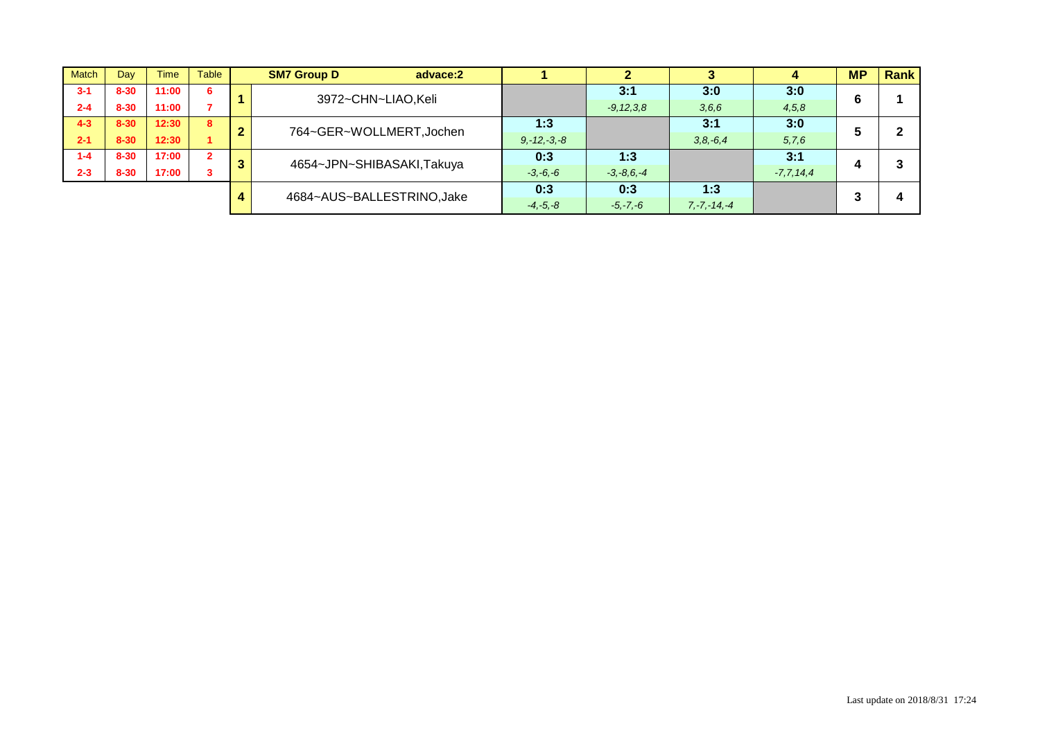| Match | Day | Time | Table |
|---|---|---|---|
| 3-1 | 8-30 | 11:00 | 6 |
| 2-4 | 8-30 | 11:00 | 7 |
| 4-3 | 8-30 | 12:30 | 8 |
| 2-1 | 8-30 | 12:30 | 1 |
| 1-4 | 8-30 | 17:00 | 2 |
| 2-3 | 8-30 | 17:00 | 3 |

| | SM7 Group D advace:2 | 1 | 2 | 3 | 4 | MP | Rank |
|---|---|---|---|---|---|---|---|
| 1 | 3972~CHN~LIAO,Keli | | 3:1<br>*-9,12,3,8* | 3:0<br>*3,6,6* | 3:0<br>*4,5,8* | 6 | 1 |
| 2 | 764~GER~WOLLMERT,Jochen | 1:3<br>*9,-12,-3,-8* | | 3:1<br>*3,8,-6,4* | 3:0<br>*5,7,6* | 5 | 2 |
| 3 | 4654~JPN~SHIBASAKI,Takuya | 0:3<br>*-3,-6,-6* | 1:3<br>*-3,-8,6,-4* | | 3:1<br>*-7,7,14,4* | 4 | 3 |
| 4 | 4684~AUS~BALLESTRINO,Jake | 0:3<br>*-4,-5,-8* | 0:3<br>*-5,-7,-6* | 1:3<br>*7,-7,-14,-4* | | 3 | 4 |

Last update on 2018/8/31 17:24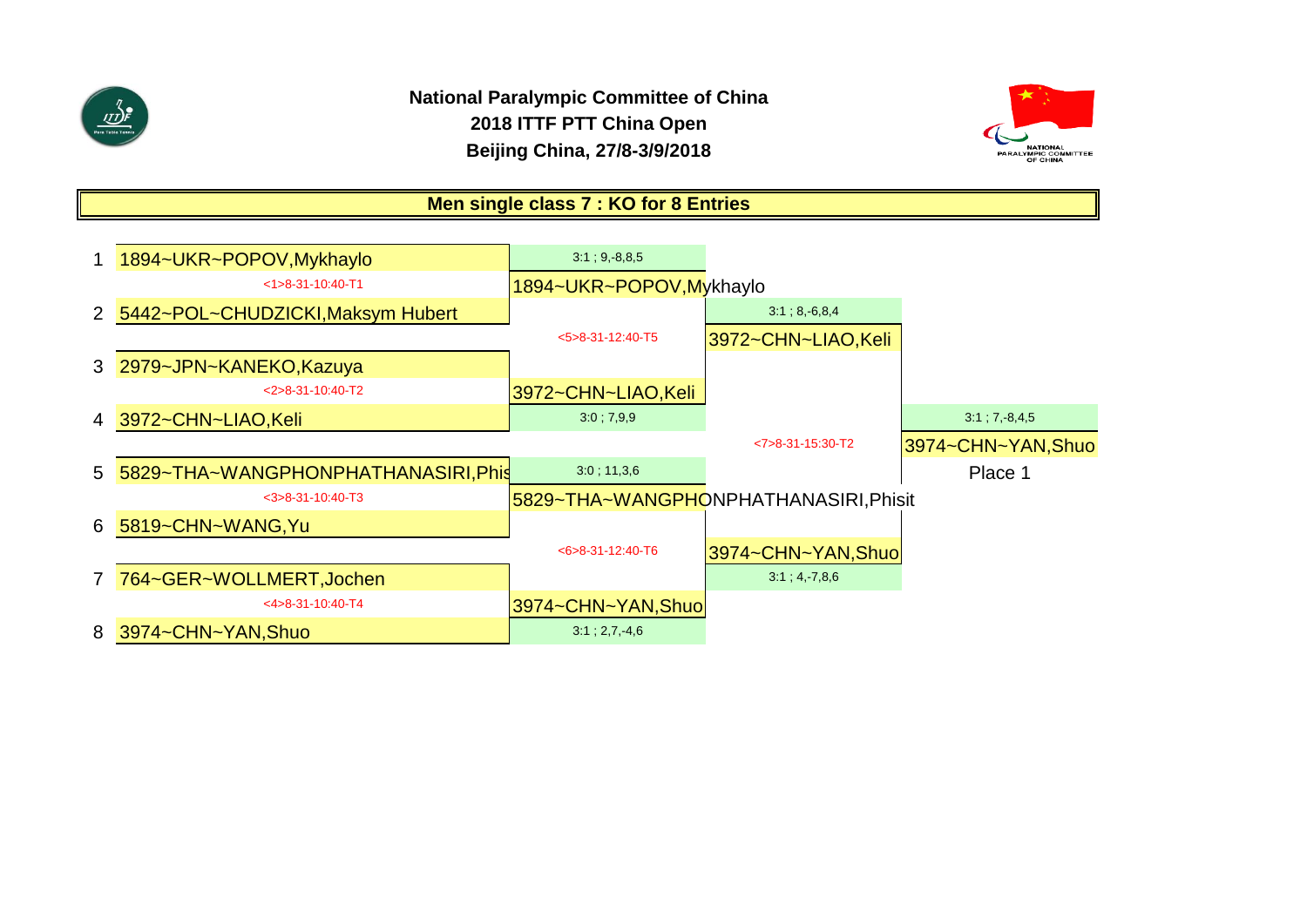**National Paralympic Committee of China**
**2018 ITTF PTT China Open**
**Beijing China, 27/8-3/9/2018**

## Men single class 7 : KO for 8 Entries

| # | Entry | Match | Quarterfinal Winner | Semifinal Winner | Final |
|---|---|---|---|---|---|
| 1 | 1894~UKR~POPOV,Mykhaylo | <1>8-31-10:40-T1 | 1894~UKR~POPOV,Mykhaylo (3:1 ; 9,-8,8,5) | | |
| 2 | 5442~POL~CHUDZICKI,Maksym Hubert | | | | |
| | | <5>8-31-12:40-T5 | | 3972~CHN~LIAO,Keli (3:1 ; 8,-6,8,4) | |
| 3 | 2979~JPN~KANEKO,Kazuya | <2>8-31-10:40-T2 | 3972~CHN~LIAO,Keli (3:0 ; 7,9,9) | | |
| 4 | 3972~CHN~LIAO,Keli | | | | |
| | | <7>8-31-15:30-T2 | | | 3974~CHN~YAN,Shuo (3:1 ; 7,-8,4,5) Place 1 |
| 5 | 5829~THA~WANGPHONPHATHANASIRI,Phisit | <3>8-31-10:40-T3 | 5829~THA~WANGPHONPHATHANASIRI,Phisit (3:0 ; 11,3,6) | | |
| 6 | 5819~CHN~WANG,Yu | | | | |
| | | <6>8-31-12:40-T6 | | 3974~CHN~YAN,Shuo (3:1 ; 4,-7,8,6) | |
| 7 | 764~GER~WOLLMERT,Jochen | <4>8-31-10:40-T4 | 3974~CHN~YAN,Shuo (3:1 ; 2,7,-4,6) | | |
| 8 | 3974~CHN~YAN,Shuo | | | | |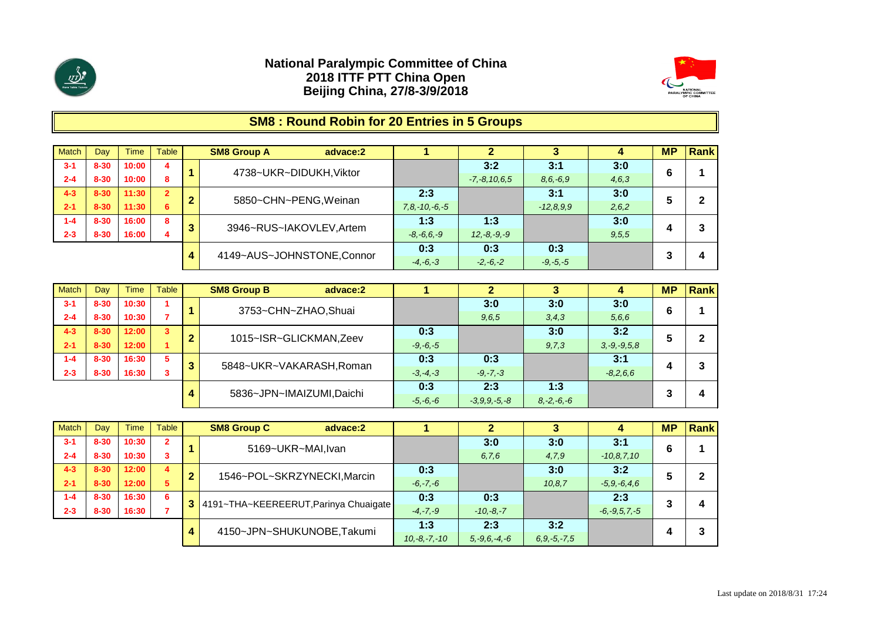**National Paralympic Committee of China**
**2018 ITTF PTT China Open**
**Beijing China, 27/8-3/9/2018**

## SM8 : Round Robin for 20 Entries in 5 Groups

| Match | Day | Time | Table | | SM8 Group A advace:2 | 1 | 2 | 3 | 4 | MP | Rank |
|---|---|---|---|---|---|---|---|---|---|---|---|
| 3-1 | 8-30 | 10:00 | 4 | 1 | 4738~UKR~DIDUKH,Viktor | | 3:2 | 3:1 | 3:0 | 6 | 1 |
| 2-4 | 8-30 | 10:00 | 8 | | | | -7,-8,10,6,5 | 8,6,-6,9 | 4,6,3 | | |
| 4-3 | 8-30 | 11:30 | 2 | 2 | 5850~CHN~PENG,Weinan | 2:3 | | 3:1 | 3:0 | 5 | 2 |
| 2-1 | 8-30 | 11:30 | 6 | | | 7,8,-10,-6,-5 | | -12,8,9,9 | 2,6,2 | | |
| 1-4 | 8-30 | 16:00 | 8 | 3 | 3946~RUS~IAKOVLEV,Artem | 1:3 | 1:3 | | 3:0 | 4 | 3 |
| 2-3 | 8-30 | 16:00 | 4 | | | -8,-6,6,-9 | 12,-8,-9,-9 | | 9,5,5 | | |
| | | | | 4 | 4149~AUS~JOHNSTONE,Connor | 0:3 | 0:3 | 0:3 | | 3 | 4 |
| | | | | | | -4,-6,-3 | -2,-6,-2 | -9,-5,-5 | | | |

| Match | Day | Time | Table | | SM8 Group B advace:2 | 1 | 2 | 3 | 4 | MP | Rank |
|---|---|---|---|---|---|---|---|---|---|---|---|
| 3-1 | 8-30 | 10:30 | 1 | 1 | 3753~CHN~ZHAO,Shuai | | 3:0 | 3:0 | 3:0 | 6 | 1 |
| 2-4 | 8-30 | 10:30 | 7 | | | | 9,6,5 | 3,4,3 | 5,6,6 | | |
| 4-3 | 8-30 | 12:00 | 3 | 2 | 1015~ISR~GLICKMAN,Zeev | 0:3 | | 3:0 | 3:2 | 5 | 2 |
| 2-1 | 8-30 | 12:00 | 1 | | | -9,-6,-5 | | 9,7,3 | 3,-9,-9,5,8 | | |
| 1-4 | 8-30 | 16:30 | 5 | 3 | 5848~UKR~VAKARASH,Roman | 0:3 | 0:3 | | 3:1 | 4 | 3 |
| 2-3 | 8-30 | 16:30 | 3 | | | -3,-4,-3 | -9,-7,-3 | | -8,2,6,6 | | |
| | | | | 4 | 5836~JPN~IMAIZUMI,Daichi | 0:3 | 2:3 | 1:3 | | 3 | 4 |
| | | | | | | -5,-6,-6 | -3,9,9,-5,-8 | 8,-2,-6,-6 | | | |

| Match | Day | Time | Table | | SM8 Group C advace:2 | 1 | 2 | 3 | 4 | MP | Rank |
|---|---|---|---|---|---|---|---|---|---|---|---|
| 3-1 | 8-30 | 10:30 | 2 | 1 | 5169~UKR~MAI,Ivan | | 3:0 | 3:0 | 3:1 | 6 | 1 |
| 2-4 | 8-30 | 10:30 | 3 | | | | 6,7,6 | 4,7,9 | -10,8,7,10 | | |
| 4-3 | 8-30 | 12:00 | 4 | 2 | 1546~POL~SKRZYNECKI,Marcin | 0:3 | | 3:0 | 3:2 | 5 | 2 |
| 2-1 | 8-30 | 12:00 | 5 | | | -6,-7,-6 | | 10,8,7 | -5,9,-6,4,6 | | |
| 1-4 | 8-30 | 16:30 | 6 | 3 | 4191~THA~KEEREERUT,Parinya Chuaigate | 0:3 | 0:3 | | 2:3 | 3 | 4 |
| 2-3 | 8-30 | 16:30 | 7 | | | -4,-7,-9 | -10,-8,-7 | | -6,-9,5,7,-5 | | |
| | | | | 4 | 4150~JPN~SHUKUNOBE,Takumi | 1:3 | 2:3 | 3:2 | | 4 | 3 |
| | | | | | | 10,-8,-7,-10 | 5,-9,6,-4,-6 | 6,9,-5,-7,5 | | | |

Last update on 2018/8/31 17:24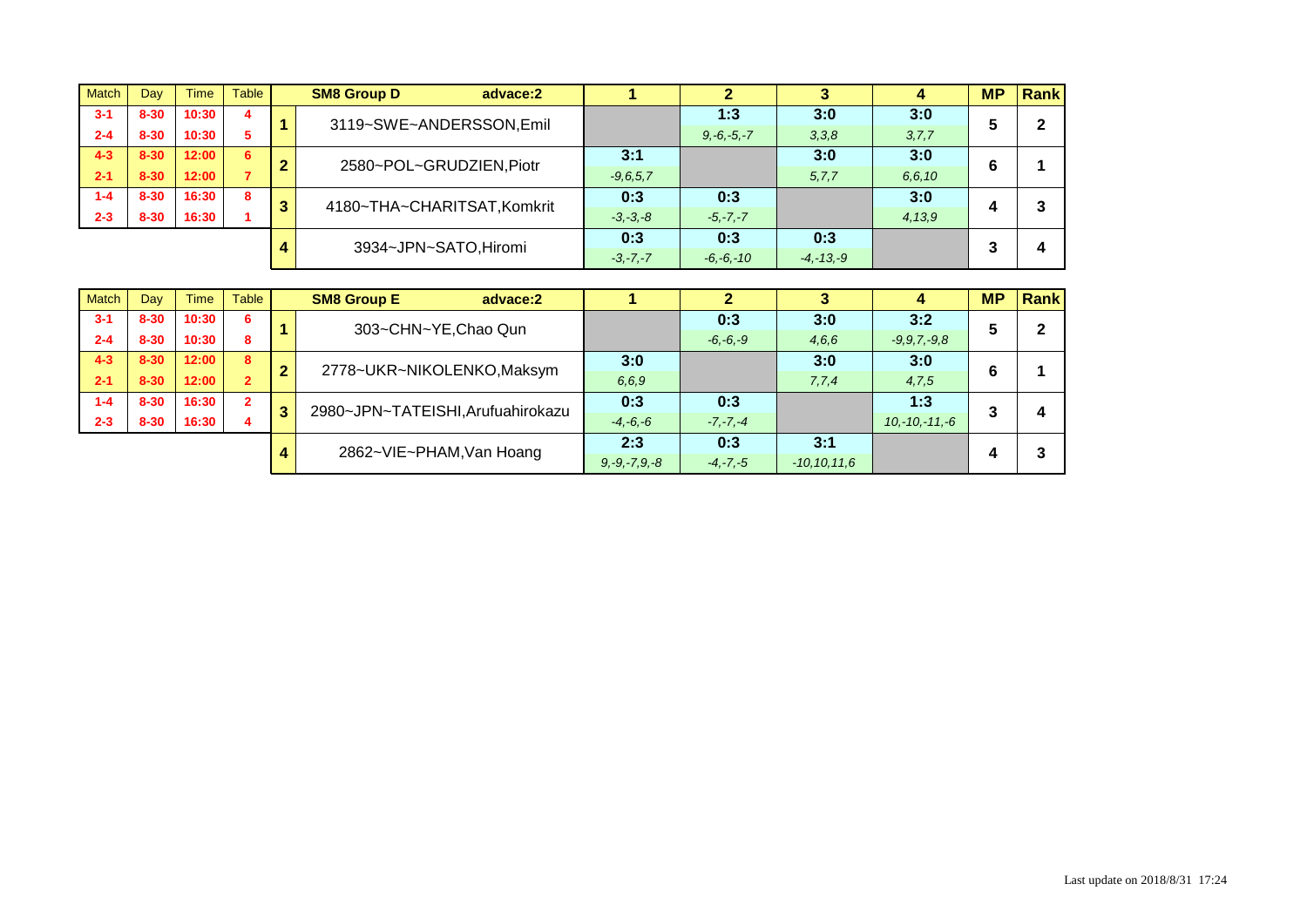| Match | Day | Time | Table | | SM8 Group D advace:2 | 1 | 2 | 3 | 4 | MP | Rank |
|---|---|---|---|---|---|---|---|---|---|---|---|
| 3-1 | 8-30 | 10:30 | 4 | 1 | 3119~SWE~ANDERSSON,Emil | | 1:3 | 3:0 | 3:0 | 5 | 2 |
| 2-4 | 8-30 | 10:30 | 5 | | | | *9,-6,-5,-7* | *3,3,8* | *3,7,7* | | |
| 4-3 | 8-30 | 12:00 | 6 | 2 | 2580~POL~GRUDZIEN,Piotr | 3:1 | | 3:0 | 3:0 | 6 | 1 |
| 2-1 | 8-30 | 12:00 | 7 | | | *-9,6,5,7* | | *5,7,7* | *6,6,10* | | |
| 1-4 | 8-30 | 16:30 | 8 | 3 | 4180~THA~CHARITSAT,Komkrit | 0:3 | 0:3 | | 3:0 | 4 | 3 |
| 2-3 | 8-30 | 16:30 | 1 | | | *-3,-3,-8* | *-5,-7,-7* | | *4,13,9* | | |
| | | | | 4 | 3934~JPN~SATO,Hiromi | 0:3 | 0:3 | 0:3 | | 3 | 4 |
| | | | | | | *-3,-7,-7* | *-6,-6,-10* | *-4,-13,-9* | | | |

| Match | Day | Time | Table | | SM8 Group E advace:2 | 1 | 2 | 3 | 4 | MP | Rank |
|---|---|---|---|---|---|---|---|---|---|---|---|
| 3-1 | 8-30 | 10:30 | 6 | 1 | 303~CHN~YE,Chao Qun | | 0:3 | 3:0 | 3:2 | 5 | 2 |
| 2-4 | 8-30 | 10:30 | 8 | | | | *-6,-6,-9* | *4,6,6* | *-9,9,7,-9,8* | | |
| 4-3 | 8-30 | 12:00 | 8 | 2 | 2778~UKR~NIKOLENKO,Maksym | 3:0 | | 3:0 | 3:0 | 6 | 1 |
| 2-1 | 8-30 | 12:00 | 2 | | | *6,6,9* | | *7,7,4* | *4,7,5* | | |
| 1-4 | 8-30 | 16:30 | 2 | 3 | 2980~JPN~TATEISHI,Arufuahirokazu | 0:3 | 0:3 | | 1:3 | 3 | 4 |
| 2-3 | 8-30 | 16:30 | 4 | | | *-4,-6,-6* | *-7,-7,-4* | | *10,-10,-11,-6* | | |
| | | | | 4 | 2862~VIE~PHAM,Van Hoang | 2:3 | 0:3 | 3:1 | | 4 | 3 |
| | | | | | | *9,-9,-7,9,-8* | *-4,-7,-5* | *-10,10,11,6* | | | |

Last update on 2018/8/31 17:24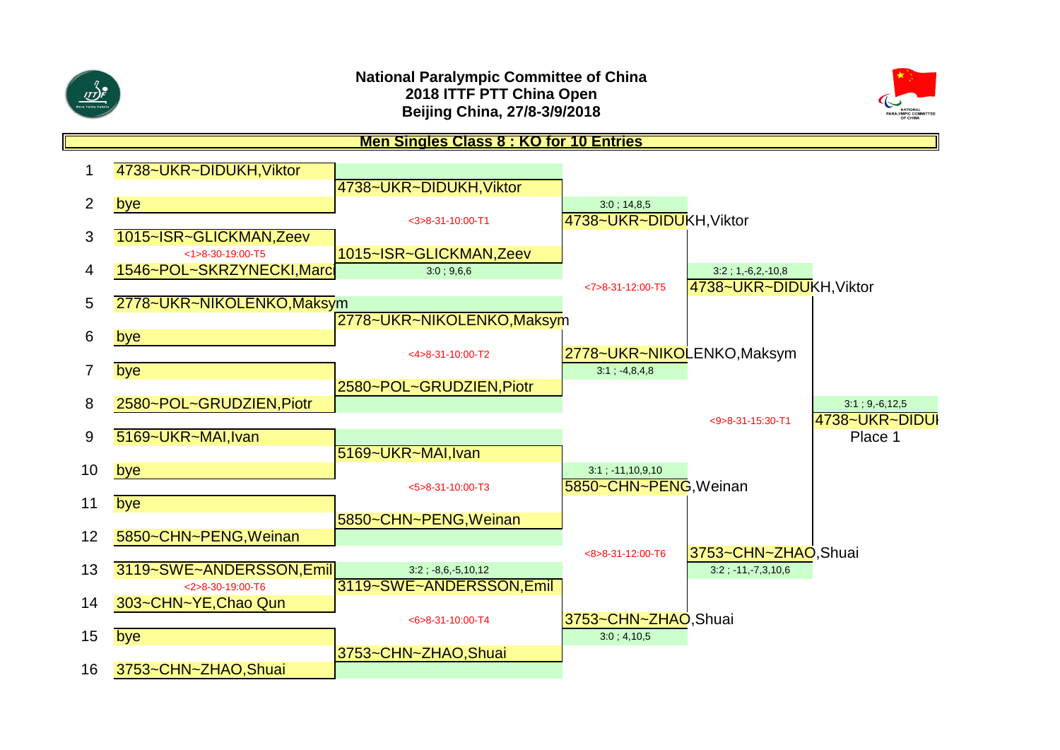**National Paralympic Committee of China**
**2018 ITTF PTT China Open**
**Beijing China, 27/8-3/9/2018**

## Men Singles Class 8 : KO for 10 Entries

| # | Round 1 | Round 2 | Quarterfinals | Semifinals | Final |
|---|---|---|---|---|---|
| 1 | 4738~UKR~DIDUKH,Viktor | 4738~UKR~DIDUKH,Viktor | | | |
| 2 | bye | <3>8-31-10:00-T1 | 3:0 ; 14,8,5 | | |
| | | | 4738~UKR~DIDUKH,Viktor | | |
| 3 | 1015~ISR~GLICKMAN,Zeev | | | | |
| | <1>8-30-19:00-T5 | 1015~ISR~GLICKMAN,Zeev | | | |
| 4 | 1546~POL~SKRZYNECKI,Marci | 3:0 ; 9,6,6 | | 3:2 ; 1,-6,2,-10,8 | |
| | | | <7>8-31-12:00-T5 | 4738~UKR~DIDUKH,Viktor | |
| 5 | 2778~UKR~NIKOLENKO,Maksym | | | | |
| | | 2778~UKR~NIKOLENKO,Maksym | | | |
| 6 | bye | <4>8-31-10:00-T2 | 2778~UKR~NIKOLENKO,Maksym | | |
| 7 | bye | | 3:1 ; -4,8,4,8 | | |
| | | 2580~POL~GRUDZIEN,Piotr | | | |
| 8 | 2580~POL~GRUDZIEN,Piotr | | | | 3:1 ; 9,-6,12,5 |
| | | | | <9>8-31-15:30-T1 | 4738~UKR~DIDUI |
| 9 | 5169~UKR~MAI,Ivan | | | | Place 1 |
| | | 5169~UKR~MAI,Ivan | | | |
| 10 | bye | | 3:1 ; -11,10,9,10 | | |
| | | <5>8-31-10:00-T3 | 5850~CHN~PENG,Weinan | | |
| 11 | bye | | | | |
| | | 5850~CHN~PENG,Weinan | | | |
| 12 | 5850~CHN~PENG,Weinan | | | | |
| | | | <8>8-31-12:00-T6 | 3753~CHN~ZHAO,Shuai | |
| 13 | 3119~SWE~ANDERSSON,Emil | 3:2 ; -8,6,-5,10,12 | | 3:2 ; -11,-7,3,10,6 | |
| | <2>8-30-19:00-T6 | 3119~SWE~ANDERSSON,Emil | | | |
| 14 | 303~CHN~YE,Chao Qun | | | | |
| | | <6>8-31-10:00-T4 | 3753~CHN~ZHAO,Shuai | | |
| 15 | bye | | 3:0 ; 4,10,5 | | |
| | | 3753~CHN~ZHAO,Shuai | | | |
| 16 | 3753~CHN~ZHAO,Shuai | | | | |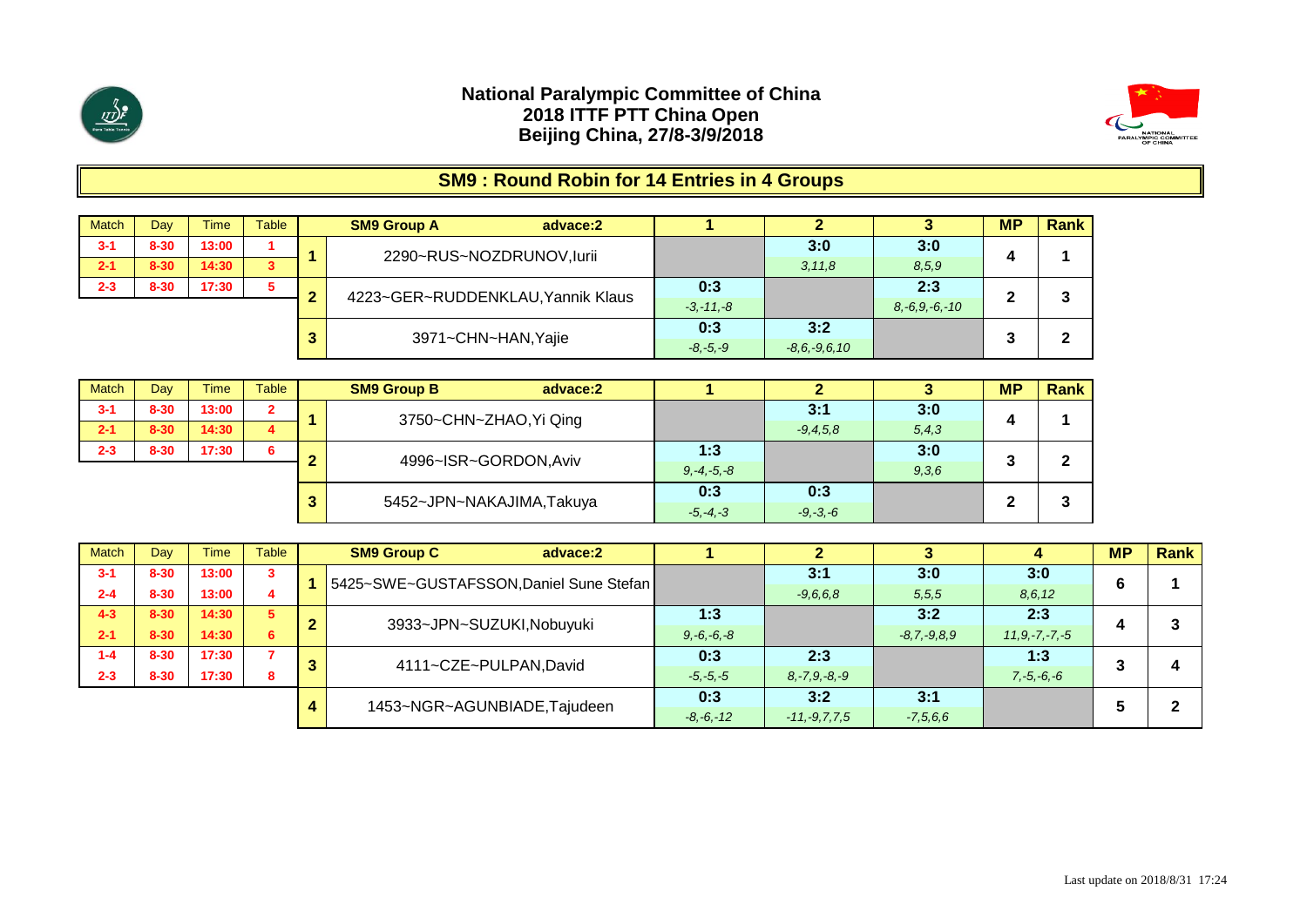**National Paralympic Committee of China**
**2018 ITTF PTT China Open**
**Beijing China, 27/8-3/9/2018**

## SM9 : Round Robin for 14 Entries in 4 Groups

| Match | Day | Time | Table |
|---|---|---|---|
| 3-1 | 8-30 | 13:00 | 1 |
| 2-1 | 8-30 | 14:30 | 3 |
| 2-3 | 8-30 | 17:30 | 5 |

| | SM9 Group A advace:2 | 1 | 2 | 3 | MP | Rank |
|---|---|---|---|---|---|---|
| 1 | 2290~RUS~NOZDRUNOV,Iurii | | 3:0<br>*3,11,8* | 3:0<br>*8,5,9* | 4 | 1 |
| 2 | 4223~GER~RUDDENKLAU,Yannik Klaus | 0:3<br>*-3,-11,-8* | | 2:3<br>*8,-6,9,-6,-10* | 2 | 3 |
| 3 | 3971~CHN~HAN,Yajie | 0:3<br>*-8,-5,-9* | 3:2<br>*-8,6,-9,6,10* | | 3 | 2 |

| Match | Day | Time | Table |
|---|---|---|---|
| 3-1 | 8-30 | 13:00 | 2 |
| 2-1 | 8-30 | 14:30 | 4 |
| 2-3 | 8-30 | 17:30 | 6 |

| | SM9 Group B advace:2 | 1 | 2 | 3 | MP | Rank |
|---|---|---|---|---|---|---|
| 1 | 3750~CHN~ZHAO,Yi Qing | | 3:1<br>*-9,4,5,8* | 3:0<br>*5,4,3* | 4 | 1 |
| 2 | 4996~ISR~GORDON,Aviv | 1:3<br>*9,-4,-5,-8* | | 3:0<br>*9,3,6* | 3 | 2 |
| 3 | 5452~JPN~NAKAJIMA,Takuya | 0:3<br>*-5,-4,-3* | 0:3<br>*-9,-3,-6* | | 2 | 3 |

| Match | Day | Time | Table |
|---|---|---|---|
| 3-1 | 8-30 | 13:00 | 3 |
| 2-4 | 8-30 | 13:00 | 4 |
| 4-3 | 8-30 | 14:30 | 5 |
| 2-1 | 8-30 | 14:30 | 6 |
| 1-4 | 8-30 | 17:30 | 7 |
| 2-3 | 8-30 | 17:30 | 8 |

| | SM9 Group C advace:2 | 1 | 2 | 3 | 4 | MP | Rank |
|---|---|---|---|---|---|---|---|
| 1 | 5425~SWE~GUSTAFSSON,Daniel Sune Stefan | | 3:1<br>*-9,6,6,8* | 3:0<br>*5,5,5* | 3:0<br>*8,6,12* | 6 | 1 |
| 2 | 3933~JPN~SUZUKI,Nobuyuki | 1:3<br>*9,-6,-6,-8* | | 3:2<br>*-8,7,-9,8,9* | 2:3<br>*11,9,-7,-7,-5* | 4 | 3 |
| 3 | 4111~CZE~PULPAN,David | 0:3<br>*-5,-5,-5* | 2:3<br>*8,-7,9,-8,-9* | | 1:3<br>*7,-5,-6,-6* | 3 | 4 |
| 4 | 1453~NGR~AGUNBIADE,Tajudeen | 0:3<br>*-8,-6,-12* | 3:2<br>*-11,-9,7,7,5* | 3:1<br>*-7,5,6,6* | | 5 | 2 |

Last update on 2018/8/31 17:24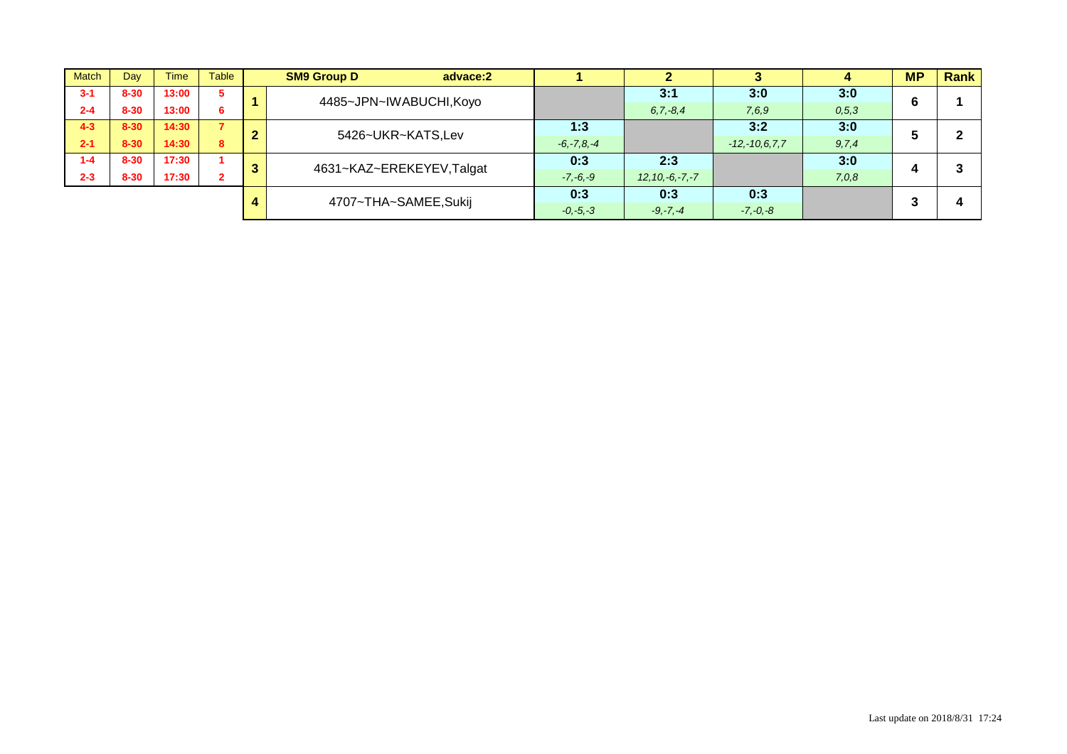| Match | Day | Time | Table |
|---|---|---|---|
| 3-1 | 8-30 | 13:00 | 5 |
| 2-4 | 8-30 | 13:00 | 6 |
| 4-3 | 8-30 | 14:30 | 7 |
| 2-1 | 8-30 | 14:30 | 8 |
| 1-4 | 8-30 | 17:30 | 1 |
| 2-3 | 8-30 | 17:30 | 2 |

| | SM9 Group D advace:2 | 1 | 2 | 3 | 4 | MP | Rank |
|---|---|---|---|---|---|---|---|
| 1 | 4485~JPN~IWABUCHI,Koyo | | 3:1<br>*6,7,-8,4* | 3:0<br>*7,6,9* | 3:0<br>*0,5,3* | 6 | 1 |
| 2 | 5426~UKR~KATS,Lev | 1:3<br>*-6,-7,8,-4* | | 3:2<br>*-12,-10,6,7,7* | 3:0<br>*9,7,4* | 5 | 2 |
| 3 | 4631~KAZ~EREKEYEV,Talgat | 0:3<br>*-7,-6,-9* | 2:3<br>*12,10,-6,-7,-7* | | 3:0<br>*7,0,8* | 4 | 3 |
| 4 | 4707~THA~SAMEE,Sukij | 0:3<br>*-0,-5,-3* | 0:3<br>*-9,-7,-4* | 0:3<br>*-7,-0,-8* | | 3 | 4 |

Last update on 2018/8/31 17:24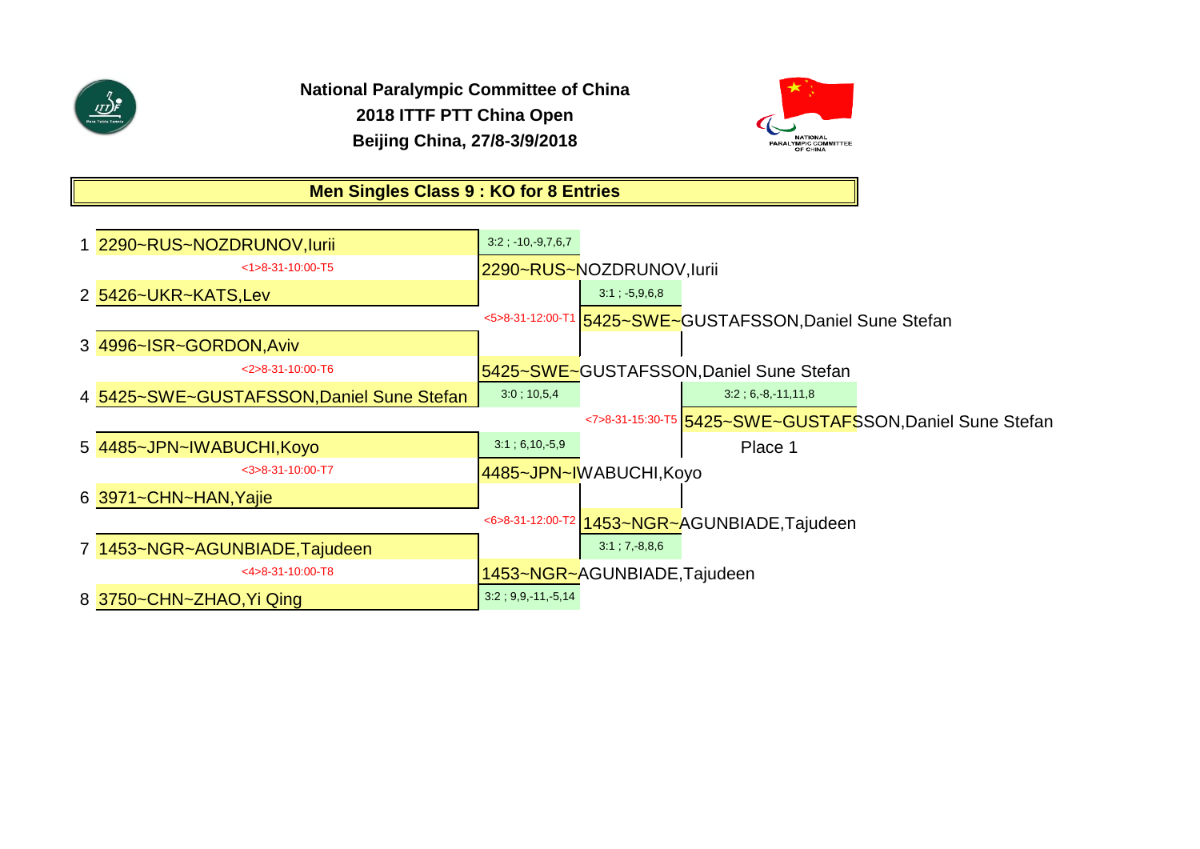**National Paralympic Committee of China**
**2018 ITTF PTT China Open**
**Beijing China, 27/8-3/9/2018**

## Men Singles Class 9 : KO for 8 Entries

| # | Player | Round 1 | Semifinal | Final |
|---|---|---|---|---|
| 1 | 2290~RUS~NOZDRUNOV,Iurii | 2290~RUS~NOZDRUNOV,Iurii (3:2 ; -10,-9,7,6,7) <1>8-31-10:00-T5 | | |
| 2 | 5426~UKR~KATS,Lev | | 5425~SWE~GUSTAFSSON,Daniel Sune Stefan (3:1 ; -5,9,6,8) <5>8-31-12:00-T1 | |
| 3 | 4996~ISR~GORDON,Aviv | 5425~SWE~GUSTAFSSON,Daniel Sune Stefan (3:0 ; 10,5,4) <2>8-31-10:00-T6 | | |
| 4 | 5425~SWE~GUSTAFSSON,Daniel Sune Stefan | | | 5425~SWE~GUSTAFSSON,Daniel Sune Stefan (3:2 ; 6,-8,-11,11,8) <7>8-31-15:30-T5 Place 1 |
| 5 | 4485~JPN~IWABUCHI,Koyo | 4485~JPN~IWABUCHI,Koyo (3:1 ; 6,10,-5,9) <3>8-31-10:00-T7 | | |
| 6 | 3971~CHN~HAN,Yajie | | 1453~NGR~AGUNBIADE,Tajudeen (3:1 ; 7,-8,8,6) <6>8-31-12:00-T2 | |
| 7 | 1453~NGR~AGUNBIADE,Tajudeen | 1453~NGR~AGUNBIADE,Tajudeen (3:2 ; 9,9,-11,-5,14) <4>8-31-10:00-T8 | | |
| 8 | 3750~CHN~ZHAO,Yi Qing | | | |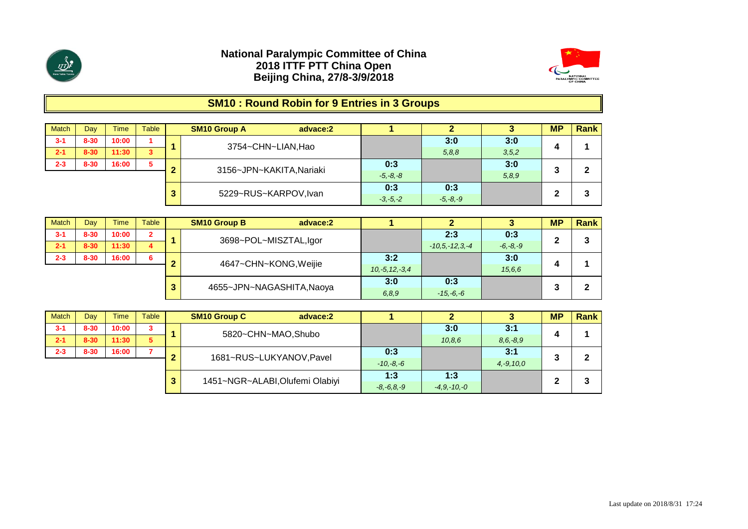**National Paralympic Committee of China**
**2018 ITTF PTT China Open**
**Beijing China, 27/8-3/9/2018**

## SM10 : Round Robin for 9 Entries in 3 Groups

| Match | Day | Time | Table |
|---|---|---|---|
| 3-1 | 8-30 | 10:00 | 1 |
| 2-1 | 8-30 | 11:30 | 3 |
| 2-3 | 8-30 | 16:00 | 5 |

| | SM10 Group A advace:2 | 1 | 2 | 3 | MP | Rank |
|---|---|---|---|---|---|---|
| 1 | 3754~CHN~LIAN,Hao | | 3:0 *5,8,8* | 3:0 *3,5,2* | 4 | 1 |
| 2 | 3156~JPN~KAKITA,Nariaki | 0:3 *-5,-8,-8* | | 3:0 *5,8,9* | 3 | 2 |
| 3 | 5229~RUS~KARPOV,Ivan | 0:3 *-3,-5,-2* | 0:3 *-5,-8,-9* | | 2 | 3 |

| Match | Day | Time | Table |
|---|---|---|---|
| 3-1 | 8-30 | 10:00 | 2 |
| 2-1 | 8-30 | 11:30 | 4 |
| 2-3 | 8-30 | 16:00 | 6 |

| | SM10 Group B advace:2 | 1 | 2 | 3 | MP | Rank |
|---|---|---|---|---|---|---|
| 1 | 3698~POL~MISZTAL,Igor | | 2:3 *-10,5,-12,3,-4* | 0:3 *-6,-8,-9* | 2 | 3 |
| 2 | 4647~CHN~KONG,Weijie | 3:2 *10,-5,12,-3,4* | | 3:0 *15,6,6* | 4 | 1 |
| 3 | 4655~JPN~NAGASHITA,Naoya | 3:0 *6,8,9* | 0:3 *-15,-6,-6* | | 3 | 2 |

| Match | Day | Time | Table |
|---|---|---|---|
| 3-1 | 8-30 | 10:00 | 3 |
| 2-1 | 8-30 | 11:30 | 5 |
| 2-3 | 8-30 | 16:00 | 7 |

| | SM10 Group C advace:2 | 1 | 2 | 3 | MP | Rank |
|---|---|---|---|---|---|---|
| 1 | 5820~CHN~MAO,Shubo | | 3:0 *10,8,6* | 3:1 *8,6,-8,9* | 4 | 1 |
| 2 | 1681~RUS~LUKYANOV,Pavel | 0:3 *-10,-8,-6* | | 3:1 *4,-9,10,0* | 3 | 2 |
| 3 | 1451~NGR~ALABI,Olufemi Olabiyi | 1:3 *-8,-6,8,-9* | 1:3 *-4,9,-10,-0* | | 2 | 3 |

Last update on 2018/8/31 17:24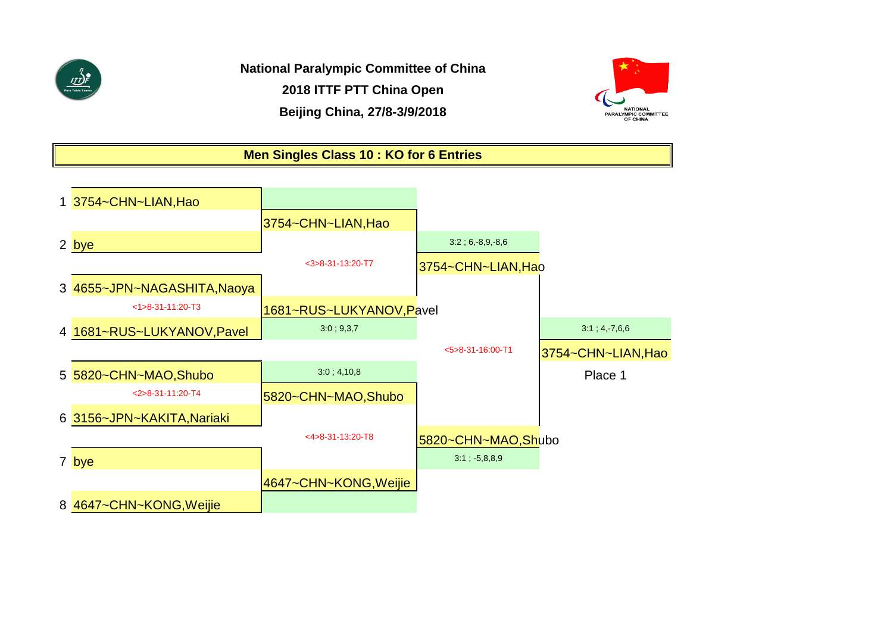**National Paralympic Committee of China**

**2018 ITTF PTT China Open**

**Beijing China, 27/8-3/9/2018**

## Men Singles Class 10 : KO for 6 Entries

**Round 1**

| # | Player |
|---|---|
| 1 | 3754~CHN~LIAN,Hao |
| 2 | bye |
| 3 | 4655~JPN~NAGASHITA,Naoya |
| 4 | 1681~RUS~LUKYANOV,Pavel |
| 5 | 5820~CHN~MAO,Shubo |
| 6 | 3156~JPN~KAKITA,Nariaki |
| 7 | bye |
| 8 | 4647~CHN~KONG,Weijie |

**Round 2**

| Match | Winner | Score |
|---|---|---|
| 1 vs 2 | 3754~CHN~LIAN,Hao | |
| <1>8-31-11:20-T3 (3 vs 4) | 1681~RUS~LUKYANOV,Pavel | 3:0 ; 9,3,7 |
| <2>8-31-11:20-T4 (5 vs 6) | 5820~CHN~MAO,Shubo | 3:0 ; 4,10,8 |
| 7 vs 8 | 4647~CHN~KONG,Weijie | |

**Semifinals**

| Match | Winner | Score |
|---|---|---|
| <3>8-31-13:20-T7 | 3754~CHN~LIAN,Hao | 3:2 ; 6,-8,9,-8,6 |
| <4>8-31-13:20-T8 | 5820~CHN~MAO,Shubo | 3:1 ; -5,8,8,9 |

**Final**

| Match | Winner | Score |
|---|---|---|
| <5>8-31-16:00-T1 | 3754~CHN~LIAN,Hao | 3:1 ; 4,-7,6,6 |

Place 1: 3754~CHN~LIAN,Hao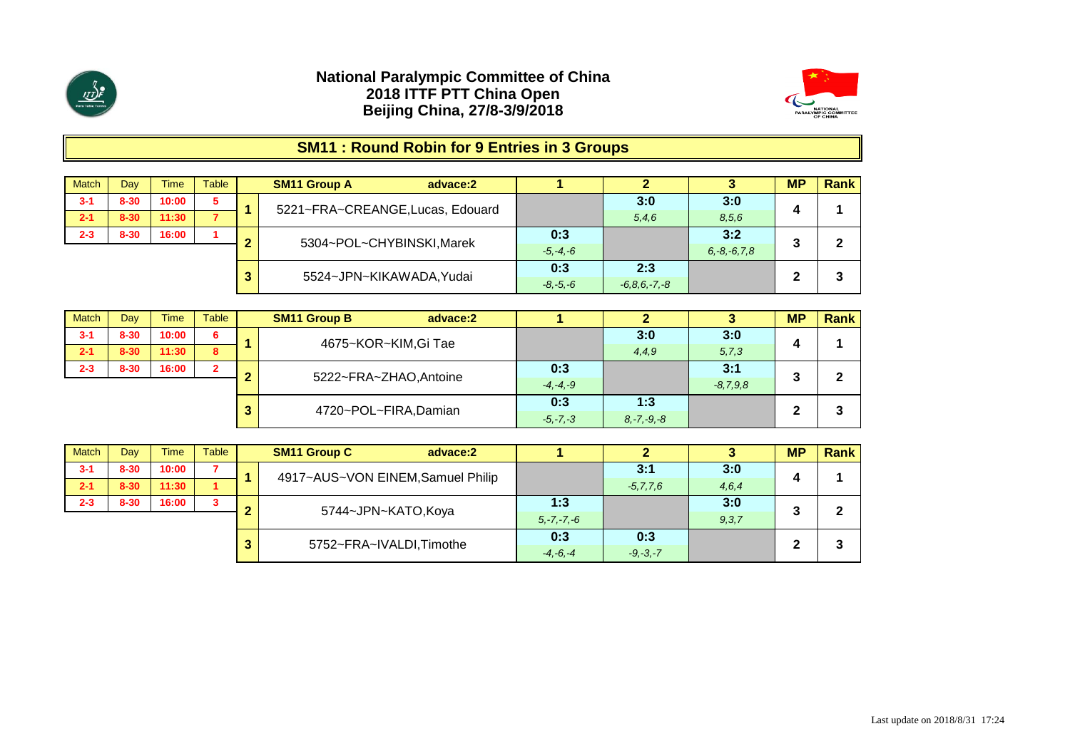**National Paralympic Committee of China**
**2018 ITTF PTT China Open**
**Beijing China, 27/8-3/9/2018**

## SM11 : Round Robin for 9 Entries in 3 Groups

| Match | Day | Time | Table |
|---|---|---|---|
| 3-1 | 8-30 | 10:00 | 5 |
| 2-1 | 8-30 | 11:30 | 7 |
| 2-3 | 8-30 | 16:00 | 1 |

| | SM11 Group A advace:2 | 1 | 2 | 3 | MP | Rank |
|---|---|---|---|---|---|---|
| 1 | 5221~FRA~CREANGE,Lucas, Edouard | | 3:0 *5,4,6* | 3:0 *8,5,6* | 4 | 1 |
| 2 | 5304~POL~CHYBINSKI,Marek | 0:3 *-5,-4,-6* | | 3:2 *6,-8,-6,7,8* | 3 | 2 |
| 3 | 5524~JPN~KIKAWADA,Yudai | 0:3 *-8,-5,-6* | 2:3 *-6,8,6,-7,-8* | | 2 | 3 |

| Match | Day | Time | Table |
|---|---|---|---|
| 3-1 | 8-30 | 10:00 | 6 |
| 2-1 | 8-30 | 11:30 | 8 |
| 2-3 | 8-30 | 16:00 | 2 |

| | SM11 Group B advace:2 | 1 | 2 | 3 | MP | Rank |
|---|---|---|---|---|---|---|
| 1 | 4675~KOR~KIM,Gi Tae | | 3:0 *4,4,9* | 3:0 *5,7,3* | 4 | 1 |
| 2 | 5222~FRA~ZHAO,Antoine | 0:3 *-4,-4,-9* | | 3:1 *-8,7,9,8* | 3 | 2 |
| 3 | 4720~POL~FIRA,Damian | 0:3 *-5,-7,-3* | 1:3 *8,-7,-9,-8* | | 2 | 3 |

| Match | Day | Time | Table |
|---|---|---|---|
| 3-1 | 8-30 | 10:00 | 7 |
| 2-1 | 8-30 | 11:30 | 1 |
| 2-3 | 8-30 | 16:00 | 3 |

| | SM11 Group C advace:2 | 1 | 2 | 3 | MP | Rank |
|---|---|---|---|---|---|---|
| 1 | 4917~AUS~VON EINEM,Samuel Philip | | 3:1 *-5,7,7,6* | 3:0 *4,6,4* | 4 | 1 |
| 2 | 5744~JPN~KATO,Koya | 1:3 *5,-7,-7,-6* | | 3:0 *9,3,7* | 3 | 2 |
| 3 | 5752~FRA~IVALDI,Timothe | 0:3 *-4,-6,-4* | 0:3 *-9,-3,-7* | | 2 | 3 |

Last update on 2018/8/31 17:24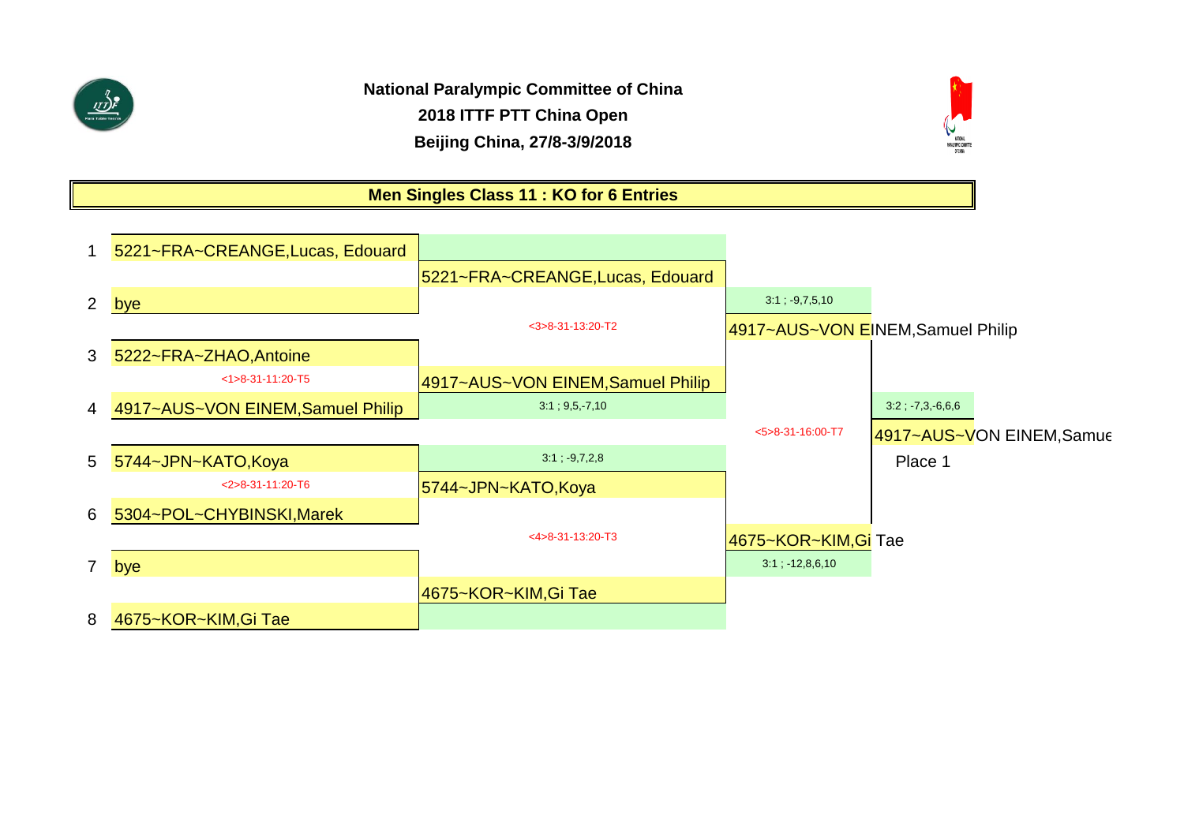**National Paralympic Committee of China**

**2018 ITTF PTT China Open**

**Beijing China, 27/8-3/9/2018**

## Men Singles Class 11 : KO for 6 Entries

1 5221~FRA~CREANGE,Lucas, Edouard

2 bye

3 5222~FRA~ZHAO,Antoine

<1>8-31-11:20-T5

4 4917~AUS~VON EINEM,Samuel Philip

5 5744~JPN~KATO,Koya

<2>8-31-11:20-T6

6 5304~POL~CHYBINSKI,Marek

7 bye

8 4675~KOR~KIM,Gi Tae

5221~FRA~CREANGE,Lucas, Edouard

<3>8-31-13:20-T2

4917~AUS~VON EINEM,Samuel Philip

3:1 ; 9,5,-7,10

3:1 ; -9,7,2,8

5744~JPN~KATO,Koya

<4>8-31-13:20-T3

4675~KOR~KIM,Gi Tae

3:1 ; -9,7,5,10

4917~AUS~VON EINEM,Samuel Philip

<5>8-31-16:00-T7

4675~KOR~KIM,Gi Tae

3:1 ; -12,8,6,10

3:2 ; -7,3,-6,6,6

4917~AUS~VON EINEM,Samue

Place 1